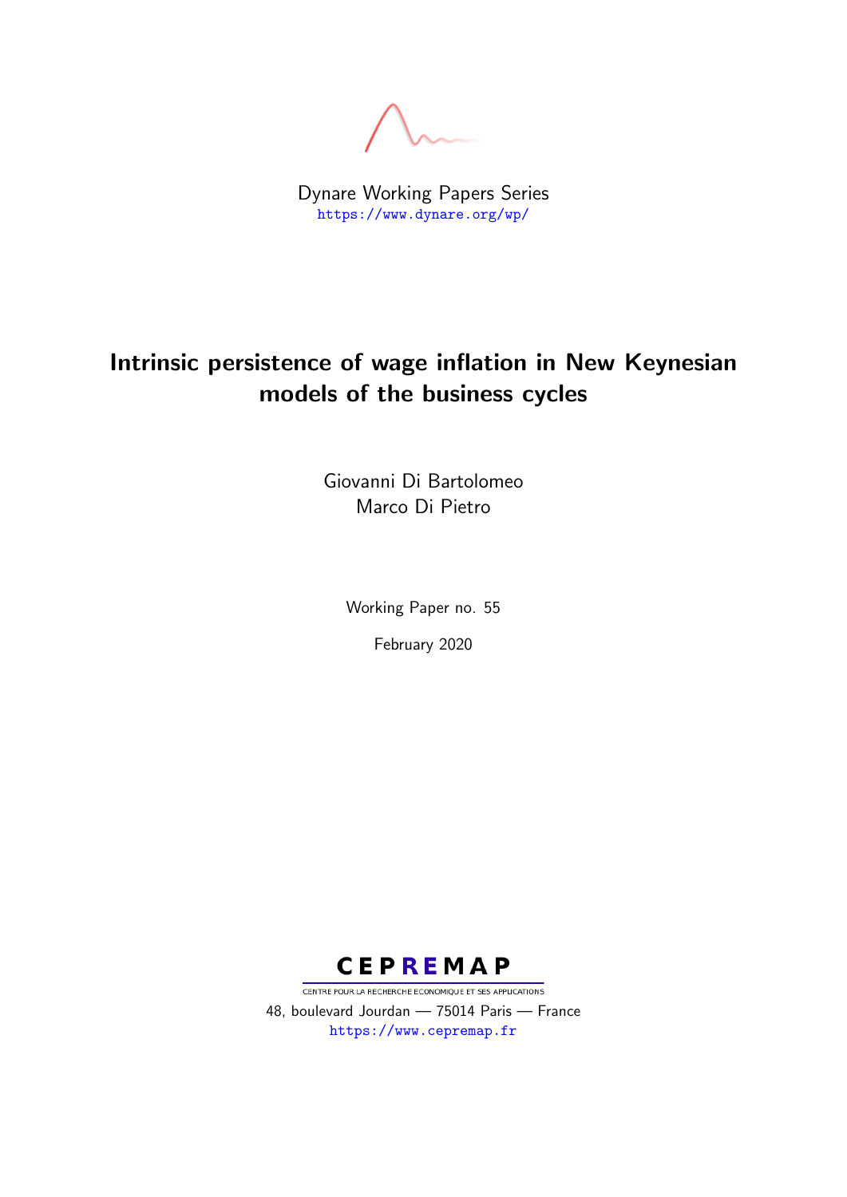Dynare Working Papers Series
https://www.dynare.org/wp/

# Intrinsic persistence of wage inflation in New Keynesian models of the business cycles

Giovanni Di Bartolomeo
Marco Di Pietro

Working Paper no. 55

February 2020

CEPREMAP
CENTRE POUR LA RECHERCHE ECONOMIQUE ET SES APPLICATIONS
48, boulevard Jourdan — 75014 Paris — France
https://www.cepremap.fr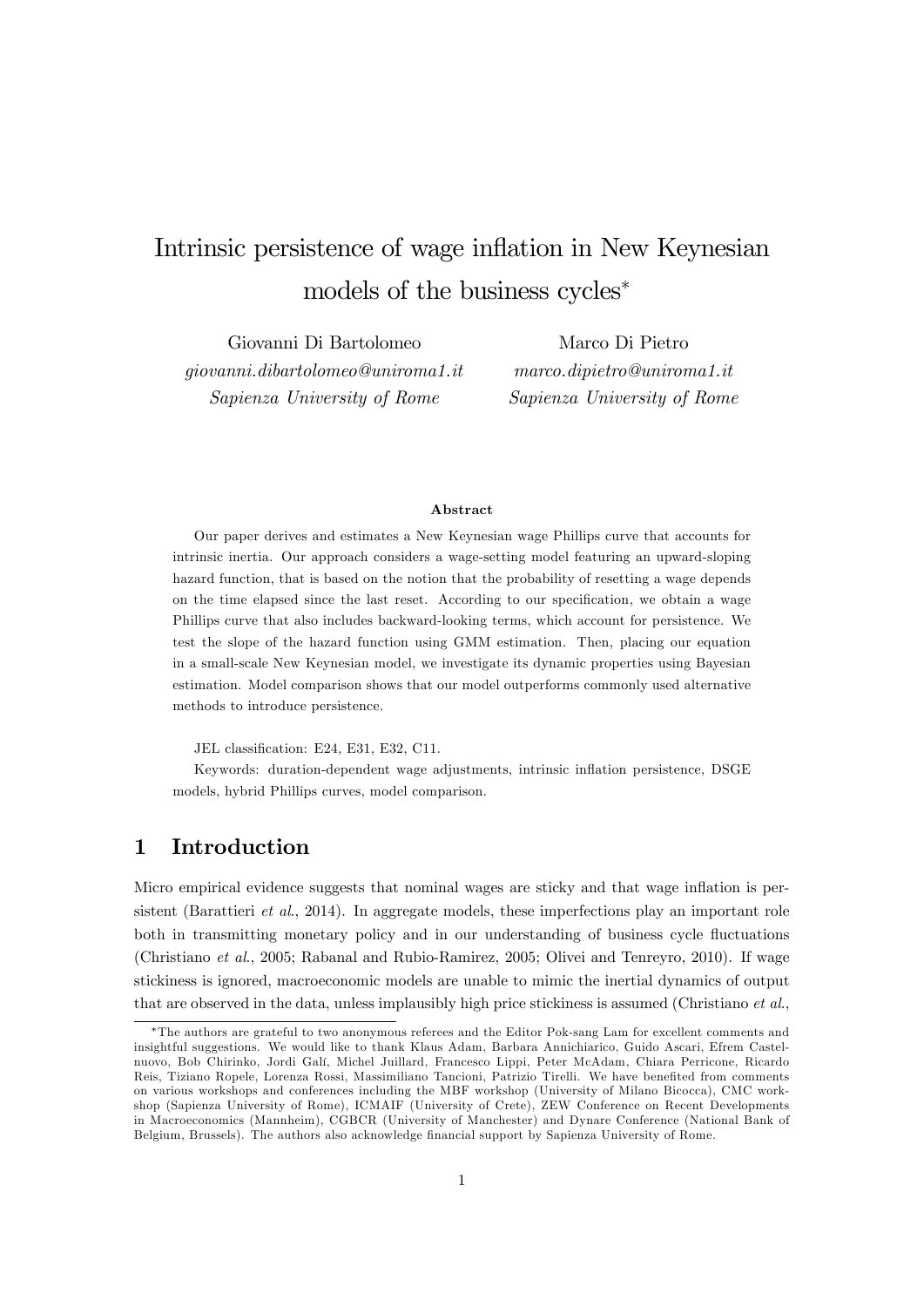# Intrinsic persistence of wage inflation in New Keynesian models of the business cycles*

Giovanni Di Bartolomeo  
*giovanni.dibartolomeo@uniroma1.it*  
*Sapienza University of Rome*

Marco Di Pietro  
*marco.dipietro@uniroma1.it*  
*Sapienza University of Rome*

**Abstract**

Our paper derives and estimates a New Keynesian wage Phillips curve that accounts for intrinsic inertia. Our approach considers a wage-setting model featuring an upward-sloping hazard function, that is based on the notion that the probability of resetting a wage depends on the time elapsed since the last reset. According to our specification, we obtain a wage Phillips curve that also includes backward-looking terms, which account for persistence. We test the slope of the hazard function using GMM estimation. Then, placing our equation in a small-scale New Keynesian model, we investigate its dynamic properties using Bayesian estimation. Model comparison shows that our model outperforms commonly used alternative methods to introduce persistence.

JEL classification: E24, E31, E32, C11.

Keywords: duration-dependent wage adjustments, intrinsic inflation persistence, DSGE models, hybrid Phillips curves, model comparison.

## 1 Introduction

Micro empirical evidence suggests that nominal wages are sticky and that wage inflation is persistent (Barattieri *et al.*, 2014). In aggregate models, these imperfections play an important role both in transmitting monetary policy and in our understanding of business cycle fluctuations (Christiano *et al.*, 2005; Rabanal and Rubio-Ramirez, 2005; Olivei and Tenreyro, 2010). If wage stickiness is ignored, macroeconomic models are unable to mimic the inertial dynamics of output that are observed in the data, unless implausibly high price stickiness is assumed (Christiano *et al.*,

---

*The authors are grateful to two anonymous referees and the Editor Pok-sang Lam for excellent comments and insightful suggestions. We would like to thank Klaus Adam, Barbara Annichiarico, Guido Ascari, Efrem Castelnuovo, Bob Chirinko, Jordi Galí, Michel Juillard, Francesco Lippi, Peter McAdam, Chiara Perricone, Ricardo Reis, Tiziano Ropele, Lorenza Rossi, Massimiliano Tancioni, Patrizio Tirelli. We have benefited from comments on various workshops and conferences including the MBF workshop (University of Milano Bicocca), CMC workshop (Sapienza University of Rome), ICMAIF (University of Crete), ZEW Conference on Recent Developments in Macroeconomics (Mannheim), CGBCR (University of Manchester) and Dynare Conference (National Bank of Belgium, Brussels). The authors also acknowledge financial support by Sapienza University of Rome.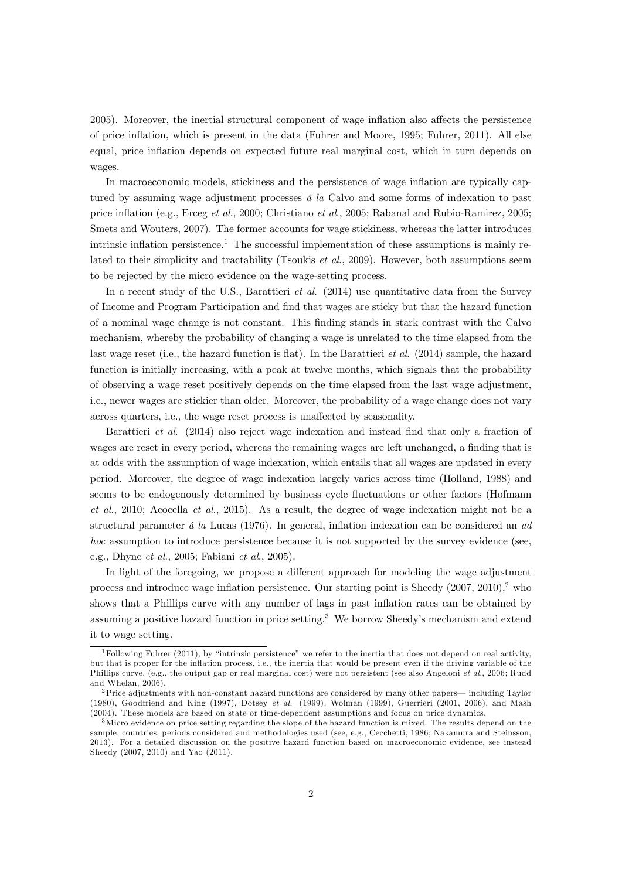2005). Moreover, the inertial structural component of wage inflation also affects the persistence of price inflation, which is present in the data (Fuhrer and Moore, 1995; Fuhrer, 2011). All else equal, price inflation depends on expected future real marginal cost, which in turn depends on wages.

In macroeconomic models, stickiness and the persistence of wage inflation are typically captured by assuming wage adjustment processes *á la* Calvo and some forms of indexation to past price inflation (e.g., Erceg *et al.*, 2000; Christiano *et al.*, 2005; Rabanal and Rubio-Ramirez, 2005; Smets and Wouters, 2007). The former accounts for wage stickiness, whereas the latter introduces intrinsic inflation persistence.[1] The successful implementation of these assumptions is mainly related to their simplicity and tractability (Tsoukis *et al.*, 2009). However, both assumptions seem to be rejected by the micro evidence on the wage-setting process.

In a recent study of the U.S., Barattieri *et al.* (2014) use quantitative data from the Survey of Income and Program Participation and find that wages are sticky but that the hazard function of a nominal wage change is not constant. This finding stands in stark contrast with the Calvo mechanism, whereby the probability of changing a wage is unrelated to the time elapsed from the last wage reset (i.e., the hazard function is flat). In the Barattieri *et al.* (2014) sample, the hazard function is initially increasing, with a peak at twelve months, which signals that the probability of observing a wage reset positively depends on the time elapsed from the last wage adjustment, i.e., newer wages are stickier than older. Moreover, the probability of a wage change does not vary across quarters, i.e., the wage reset process is unaffected by seasonality.

Barattieri *et al.* (2014) also reject wage indexation and instead find that only a fraction of wages are reset in every period, whereas the remaining wages are left unchanged, a finding that is at odds with the assumption of wage indexation, which entails that all wages are updated in every period. Moreover, the degree of wage indexation largely varies across time (Holland, 1988) and seems to be endogenously determined by business cycle fluctuations or other factors (Hofmann *et al.*, 2010; Acocella *et al.*, 2015). As a result, the degree of wage indexation might not be a structural parameter *á la* Lucas (1976). In general, inflation indexation can be considered an *ad hoc* assumption to introduce persistence because it is not supported by the survey evidence (see, e.g., Dhyne *et al.*, 2005; Fabiani *et al.*, 2005).

In light of the foregoing, we propose a different approach for modeling the wage adjustment process and introduce wage inflation persistence. Our starting point is Sheedy (2007, 2010),[2] who shows that a Phillips curve with any number of lags in past inflation rates can be obtained by assuming a positive hazard function in price setting.[3] We borrow Sheedy's mechanism and extend it to wage setting.

[1] Following Fuhrer (2011), by "intrinsic persistence" we refer to the inertia that does not depend on real activity, but that is proper for the inflation process, i.e., the inertia that would be present even if the driving variable of the Phillips curve, (e.g., the output gap or real marginal cost) were not persistent (see also Angeloni *et al.*, 2006; Rudd and Whelan, 2006).

[2] Price adjustments with non-constant hazard functions are considered by many other papers— including Taylor (1980), Goodfriend and King (1997), Dotsey *et al.* (1999), Wolman (1999), Guerrieri (2001, 2006), and Mash (2004). These models are based on state or time-dependent assumptions and focus on price dynamics.

[3] Micro evidence on price setting regarding the slope of the hazard function is mixed. The results depend on the sample, countries, periods considered and methodologies used (see, e.g., Cecchetti, 1986; Nakamura and Steinsson, 2013). For a detailed discussion on the positive hazard function based on macroeconomic evidence, see instead Sheedy (2007, 2010) and Yao (2011).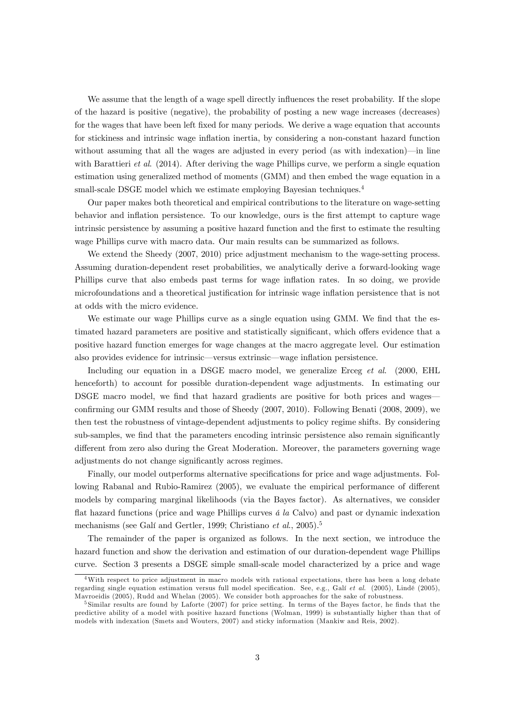We assume that the length of a wage spell directly influences the reset probability. If the slope of the hazard is positive (negative), the probability of posting a new wage increases (decreases) for the wages that have been left fixed for many periods. We derive a wage equation that accounts for stickiness and intrinsic wage inflation inertia, by considering a non-constant hazard function without assuming that all the wages are adjusted in every period (as with indexation)—in line with Barattieri *et al.* (2014). After deriving the wage Phillips curve, we perform a single equation estimation using generalized method of moments (GMM) and then embed the wage equation in a small-scale DSGE model which we estimate employing Bayesian techniques.[4]

Our paper makes both theoretical and empirical contributions to the literature on wage-setting behavior and inflation persistence. To our knowledge, ours is the first attempt to capture wage intrinsic persistence by assuming a positive hazard function and the first to estimate the resulting wage Phillips curve with macro data. Our main results can be summarized as follows.

We extend the Sheedy (2007, 2010) price adjustment mechanism to the wage-setting process. Assuming duration-dependent reset probabilities, we analytically derive a forward-looking wage Phillips curve that also embeds past terms for wage inflation rates. In so doing, we provide microfoundations and a theoretical justification for intrinsic wage inflation persistence that is not at odds with the micro evidence.

We estimate our wage Phillips curve as a single equation using GMM. We find that the estimated hazard parameters are positive and statistically significant, which offers evidence that a positive hazard function emerges for wage changes at the macro aggregate level. Our estimation also provides evidence for intrinsic—versus extrinsic—wage inflation persistence.

Including our equation in a DSGE macro model, we generalize Erceg *et al.* (2000, EHL henceforth) to account for possible duration-dependent wage adjustments. In estimating our DSGE macro model, we find that hazard gradients are positive for both prices and wages—confirming our GMM results and those of Sheedy (2007, 2010). Following Benati (2008, 2009), we then test the robustness of vintage-dependent adjustments to policy regime shifts. By considering sub-samples, we find that the parameters encoding intrinsic persistence also remain significantly different from zero also during the Great Moderation. Moreover, the parameters governing wage adjustments do not change significantly across regimes.

Finally, our model outperforms alternative specifications for price and wage adjustments. Following Rabanal and Rubio-Ramirez (2005), we evaluate the empirical performance of different models by comparing marginal likelihoods (via the Bayes factor). As alternatives, we consider flat hazard functions (price and wage Phillips curves *á la* Calvo) and past or dynamic indexation mechanisms (see Galí and Gertler, 1999; Christiano *et al.*, 2005).[5]

The remainder of the paper is organized as follows. In the next section, we introduce the hazard function and show the derivation and estimation of our duration-dependent wage Phillips curve. Section 3 presents a DSGE simple small-scale model characterized by a price and wage

---

[4] With respect to price adjustment in macro models with rational expectations, there has been a long debate regarding single equation estimation versus full model specification. See, e.g., Galí *et al.* (2005), Lindé (2005), Mavroeidis (2005), Rudd and Whelan (2005). We consider both approaches for the sake of robustness.

[5] Similar results are found by Laforte (2007) for price setting. In terms of the Bayes factor, he finds that the predictive ability of a model with positive hazard functions (Wolman, 1999) is substantially higher than that of models with indexation (Smets and Wouters, 2007) and sticky information (Mankiw and Reis, 2002).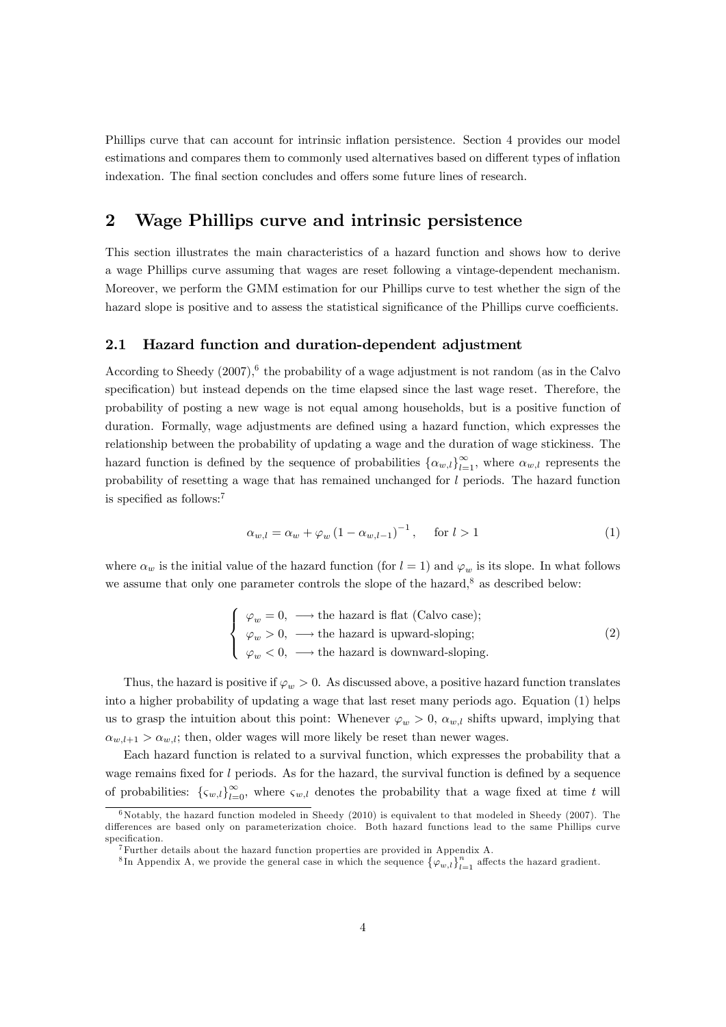Phillips curve that can account for intrinsic inflation persistence. Section 4 provides our model estimations and compares them to commonly used alternatives based on different types of inflation indexation. The final section concludes and offers some future lines of research.

## 2 Wage Phillips curve and intrinsic persistence

This section illustrates the main characteristics of a hazard function and shows how to derive a wage Phillips curve assuming that wages are reset following a vintage-dependent mechanism. Moreover, we perform the GMM estimation for our Phillips curve to test whether the sign of the hazard slope is positive and to assess the statistical significance of the Phillips curve coefficients.

### 2.1 Hazard function and duration-dependent adjustment

According to Sheedy (2007),[6] the probability of a wage adjustment is not random (as in the Calvo specification) but instead depends on the time elapsed since the last wage reset. Therefore, the probability of posting a new wage is not equal among households, but is a positive function of duration. Formally, wage adjustments are defined using a hazard function, which expresses the relationship between the probability of updating a wage and the duration of wage stickiness. The hazard function is defined by the sequence of probabilities $\{\alpha_{w,l}\}_{l=1}^{\infty}$, where $\alpha_{w,l}$ represents the probability of resetting a wage that has remained unchanged for $l$ periods. The hazard function is specified as follows:[7]

$$\alpha_{w,l} = \alpha_w + \varphi_w \left(1 - \alpha_{w,l-1}\right)^{-1}, \quad \text{for } l > 1 \tag{1}$$

where $\alpha_w$ is the initial value of the hazard function (for $l = 1$) and $\varphi_w$ is its slope. In what follows we assume that only one parameter controls the slope of the hazard,[8] as described below:

$$\begin{cases} \varphi_w = 0, \longrightarrow \text{the hazard is flat (Calvo case);} \\ \varphi_w > 0, \longrightarrow \text{the hazard is upward-sloping;} \\ \varphi_w < 0, \longrightarrow \text{the hazard is downward-sloping.} \end{cases} \tag{2}$$

Thus, the hazard is positive if $\varphi_w > 0$. As discussed above, a positive hazard function translates into a higher probability of updating a wage that last reset many periods ago. Equation (1) helps us to grasp the intuition about this point: Whenever $\varphi_w > 0$, $\alpha_{w,l}$ shifts upward, implying that $\alpha_{w,l+1} > \alpha_{w,l}$; then, older wages will more likely be reset than newer wages.

Each hazard function is related to a survival function, which expresses the probability that a wage remains fixed for $l$ periods. As for the hazard, the survival function is defined by a sequence of probabilities: $\{\varsigma_{w,l}\}_{l=0}^{\infty}$, where $\varsigma_{w,l}$ denotes the probability that a wage fixed at time $t$ will

[6] Notably, the hazard function modeled in Sheedy (2010) is equivalent to that modeled in Sheedy (2007). The differences are based only on parameterization choice. Both hazard functions lead to the same Phillips curve specification.

[7] Further details about the hazard function properties are provided in Appendix A.

[8] In Appendix A, we provide the general case in which the sequence $\{\varphi_{w,l}\}_{l=1}^{n}$ affects the hazard gradient.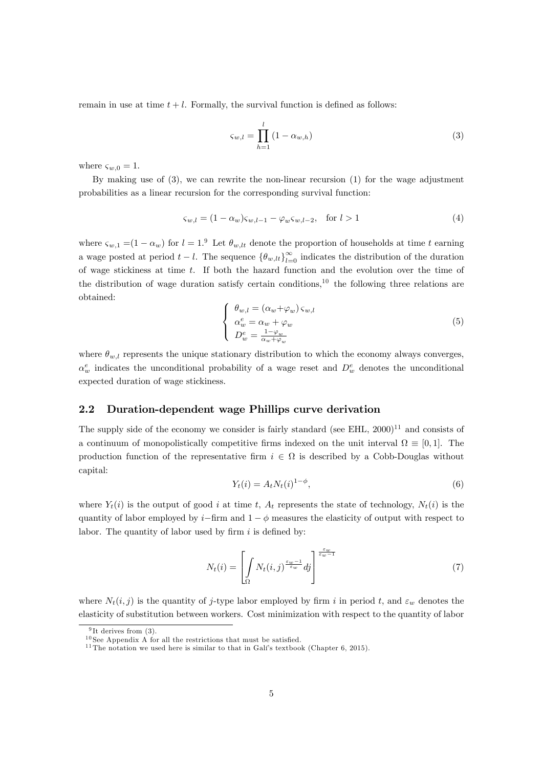remain in use at time $t+l$. Formally, the survival function is defined as follows:

$$\varsigma_{w,l} = \prod_{h=1}^{l} (1 - \alpha_{w,h}) \tag{3}$$

where $\varsigma_{w,0} = 1$.

By making use of (3), we can rewrite the non-linear recursion (1) for the wage adjustment probabilities as a linear recursion for the corresponding survival function:

$$\varsigma_{w,l} = (1 - \alpha_w)\varsigma_{w,l-1} - \varphi_w \varsigma_{w,l-2}, \quad \text{for } l > 1 \tag{4}$$

where $\varsigma_{w,1} = (1 - \alpha_w)$ for $l = 1$.[9] Let $\theta_{w,lt}$ denote the proportion of households at time $t$ earning a wage posted at period $t - l$. The sequence $\{\theta_{w,lt}\}_{l=0}^{\infty}$ indicates the distribution of the duration of wage stickiness at time $t$. If both the hazard function and the evolution over the time of the distribution of wage duration satisfy certain conditions,[10] the following three relations are obtained:

$$\begin{cases} \theta_{w,l} = (\alpha_w + \varphi_w)\varsigma_{w,l} \\ \alpha_w^e = \alpha_w + \varphi_w \\ D_w^e = \frac{1-\varphi_w}{\alpha_w + \varphi_w} \end{cases} \tag{5}$$

where $\theta_{w,l}$ represents the unique stationary distribution to which the economy always converges, $\alpha_w^e$ indicates the unconditional probability of a wage reset and $D_w^e$ denotes the unconditional expected duration of wage stickiness.

## 2.2 Duration-dependent wage Phillips curve derivation

The supply side of the economy we consider is fairly standard (see EHL, 2000)[11] and consists of a continuum of monopolistically competitive firms indexed on the unit interval $\Omega \equiv [0, 1]$. The production function of the representative firm $i \in \Omega$ is described by a Cobb-Douglas without capital:

$$Y_t(i) = A_t N_t(i)^{1-\phi}, \tag{6}$$

where $Y_t(i)$ is the output of good $i$ at time $t$, $A_t$ represents the state of technology, $N_t(i)$ is the quantity of labor employed by $i-$firm and $1 - \phi$ measures the elasticity of output with respect to labor. The quantity of labor used by firm $i$ is defined by:

$$N_t(i) = \left[ \int_{\Omega} N_t(i,j)^{\frac{\varepsilon_w - 1}{\varepsilon_w}} dj \right]^{\frac{\varepsilon_w}{\varepsilon_w - 1}} \tag{7}$$

where $N_t(i, j)$ is the quantity of $j$-type labor employed by firm $i$ in period $t$, and $\varepsilon_w$ denotes the elasticity of substitution between workers. Cost minimization with respect to the quantity of labor

[9] It derives from (3).

[10] See Appendix A for all the restrictions that must be satisfied.

[11] The notation we used here is similar to that in Galí's textbook (Chapter 6, 2015).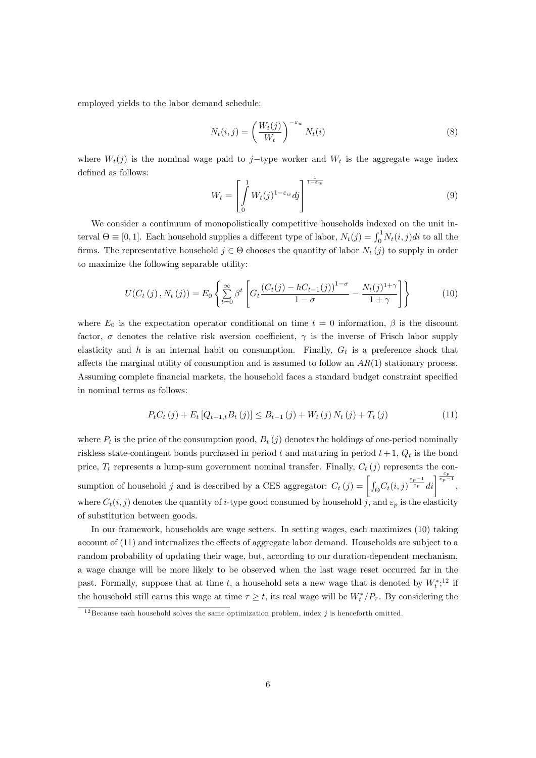employed yields to the labor demand schedule:

$$N_t(i,j) = \left(\frac{W_t(j)}{W_t}\right)^{-\varepsilon_w} N_t(i) \tag{8}$$

where $W_t(j)$ is the nominal wage paid to $j-$type worker and $W_t$ is the aggregate wage index defined as follows:

$$W_t = \left[\int_0^1 W_t(j)^{1-\varepsilon_w} dj\right]^{\frac{1}{1-\varepsilon_w}} \tag{9}$$

We consider a continuum of monopolistically competitive households indexed on the unit interval $\Theta \equiv [0,1]$. Each household supplies a different type of labor, $N_t(j) = \int_0^1 N_t(i,j)di$ to all the firms. The representative household $j \in \Theta$ chooses the quantity of labor $N_t(j)$ to supply in order to maximize the following separable utility:

$$U(C_t(j), N_t(j)) = E_0 \left\{ \sum_{t=0}^{\infty} \beta^t \left[ G_t \frac{(C_t(j) - hC_{t-1}(j))^{1-\sigma}}{1-\sigma} - \frac{N_t(j)^{1+\gamma}}{1+\gamma} \right] \right\} \tag{10}$$

where $E_0$ is the expectation operator conditional on time $t = 0$ information, $\beta$ is the discount factor, $\sigma$ denotes the relative risk aversion coefficient, $\gamma$ is the inverse of Frisch labor supply elasticity and $h$ is an internal habit on consumption. Finally, $G_t$ is a preference shock that affects the marginal utility of consumption and is assumed to follow an $AR(1)$ stationary process. Assuming complete financial markets, the household faces a standard budget constraint specified in nominal terms as follows:

$$P_t C_t(j) + E_t[Q_{t+1,t} B_t(j)] \leq B_{t-1}(j) + W_t(j) N_t(j) + T_t(j) \tag{11}$$

where $P_t$ is the price of the consumption good, $B_t(j)$ denotes the holdings of one-period nominally riskless state-contingent bonds purchased in period $t$ and maturing in period $t+1$, $Q_t$ is the bond price, $T_t$ represents a lump-sum government nominal transfer. Finally, $C_t(j)$ represents the consumption of household $j$ and is described by a CES aggregator: $C_t(j) = \left[\int_\Theta C_t(i,j)^{\frac{\varepsilon_p - 1}{\varepsilon_p}} di\right]^{\frac{\varepsilon_p}{\varepsilon_p - 1}}$, where $C_t(i,j)$ denotes the quantity of $i$-type good consumed by household $j$, and $\varepsilon_p$ is the elasticity of substitution between goods.

In our framework, households are wage setters. In setting wages, each maximizes (10) taking account of (11) and internalizes the effects of aggregate labor demand. Households are subject to a random probability of updating their wage, but, according to our duration-dependent mechanism, a wage change will be more likely to be observed when the last wage reset occurred far in the past. Formally, suppose that at time $t$, a household sets a new wage that is denoted by $W_t^*$;[12] if the household still earns this wage at time $\tau \geq t$, its real wage will be $W_t^*/P_\tau$. By considering the

[12] Because each household solves the same optimization problem, index $j$ is henceforth omitted.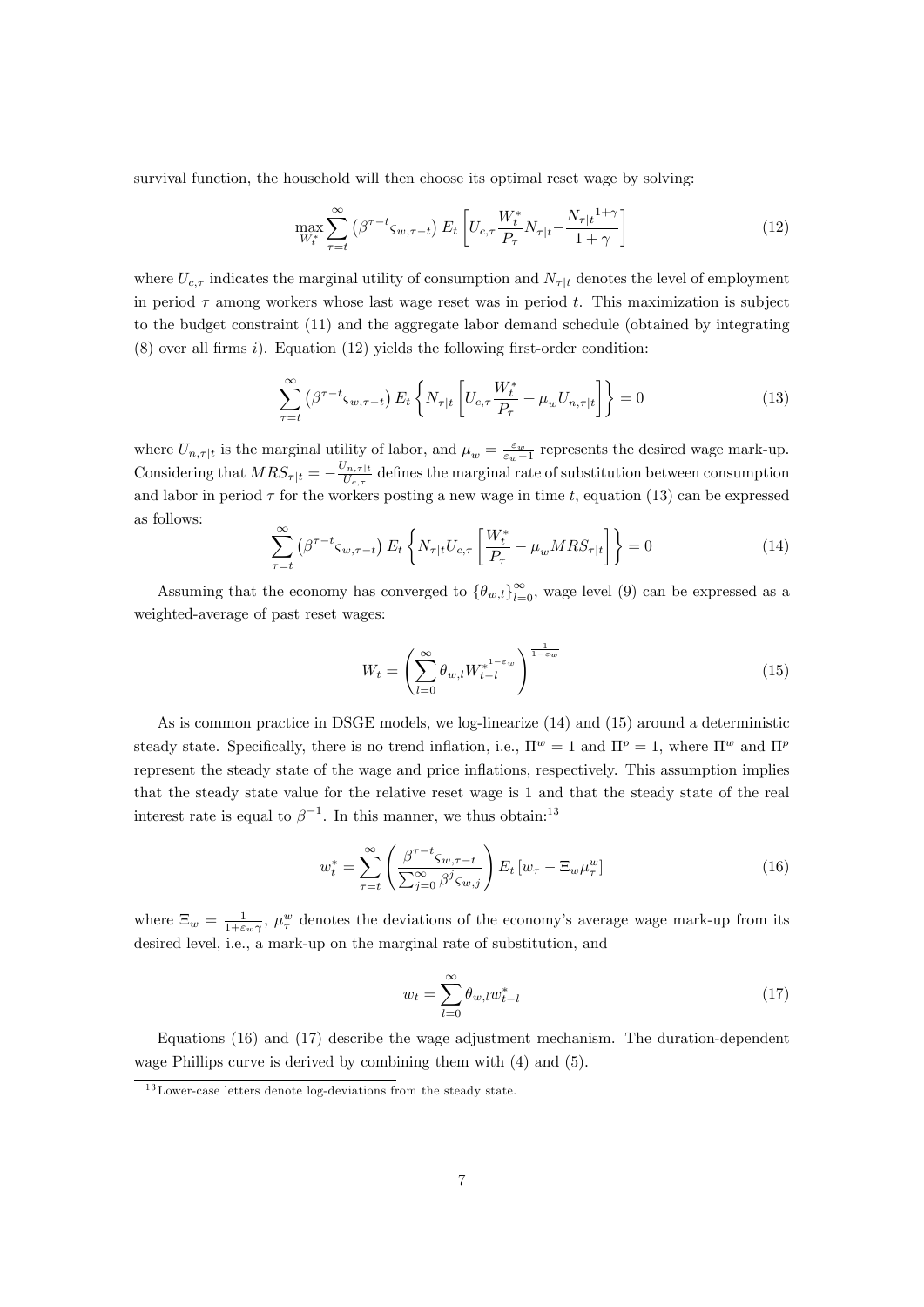survival function, the household will then choose its optimal reset wage by solving:

$$\max_{W_t^*} \sum_{\tau=t}^{\infty} \left(\beta^{\tau-t} \varsigma_{w,\tau-t}\right) E_t \left[ U_{c,\tau} \frac{W_t^*}{P_\tau} N_{\tau|t} - \frac{{N_{\tau|t}}^{1+\gamma}}{1+\gamma} \right] \tag{12}$$

where $U_{c,\tau}$ indicates the marginal utility of consumption and $N_{\tau|t}$ denotes the level of employment in period $\tau$ among workers whose last wage reset was in period $t$. This maximization is subject to the budget constraint (11) and the aggregate labor demand schedule (obtained by integrating (8) over all firms $i$). Equation (12) yields the following first-order condition:

$$\sum_{\tau=t}^{\infty} \left(\beta^{\tau-t} \varsigma_{w,\tau-t}\right) E_t \left\{ N_{\tau|t} \left[ U_{c,\tau} \frac{W_t^*}{P_\tau} + \mu_w U_{n,\tau|t} \right] \right\} = 0 \tag{13}$$

where $U_{n,\tau|t}$ is the marginal utility of labor, and $\mu_w = \frac{\varepsilon_w}{\varepsilon_w - 1}$ represents the desired wage mark-up. Considering that $MRS_{\tau|t} = -\frac{U_{n,\tau|t}}{U_{c,\tau}}$ defines the marginal rate of substitution between consumption and labor in period $\tau$ for the workers posting a new wage in time $t$, equation (13) can be expressed as follows:

$$\sum_{\tau=t}^{\infty} \left(\beta^{\tau-t} \varsigma_{w,\tau-t}\right) E_t \left\{ N_{\tau|t} U_{c,\tau} \left[ \frac{W_t^*}{P_\tau} - \mu_w MRS_{\tau|t} \right] \right\} = 0 \tag{14}$$

Assuming that the economy has converged to $\{\theta_{w,l}\}_{l=0}^{\infty}$, wage level (9) can be expressed as a weighted-average of past reset wages:

$$W_t = \left( \sum_{l=0}^{\infty} \theta_{w,l} {W_{t-l}^*}^{1-\varepsilon_w} \right)^{\frac{1}{1-\varepsilon_w}} \tag{15}$$

As is common practice in DSGE models, we log-linearize (14) and (15) around a deterministic steady state. Specifically, there is no trend inflation, i.e., $\Pi^w = 1$ and $\Pi^p = 1$, where $\Pi^w$ and $\Pi^p$ represent the steady state of the wage and price inflations, respectively. This assumption implies that the steady state value for the relative reset wage is 1 and that the steady state of the real interest rate is equal to $\beta^{-1}$. In this manner, we thus obtain:[13]

$$w_t^* = \sum_{\tau=t}^{\infty} \left( \frac{\beta^{\tau-t} \varsigma_{w,\tau-t}}{\sum_{j=0}^{\infty} \beta^j \varsigma_{w,j}} \right) E_t \left[ w_\tau - \Xi_w \mu_\tau^w \right] \tag{16}$$

where $\Xi_w = \frac{1}{1+\varepsilon_w \gamma}$, $\mu_\tau^w$ denotes the deviations of the economy's average wage mark-up from its desired level, i.e., a mark-up on the marginal rate of substitution, and

$$w_t = \sum_{l=0}^{\infty} \theta_{w,l} w_{t-l}^* \tag{17}$$

Equations (16) and (17) describe the wage adjustment mechanism. The duration-dependent wage Phillips curve is derived by combining them with (4) and (5).

[13] Lower-case letters denote log-deviations from the steady state.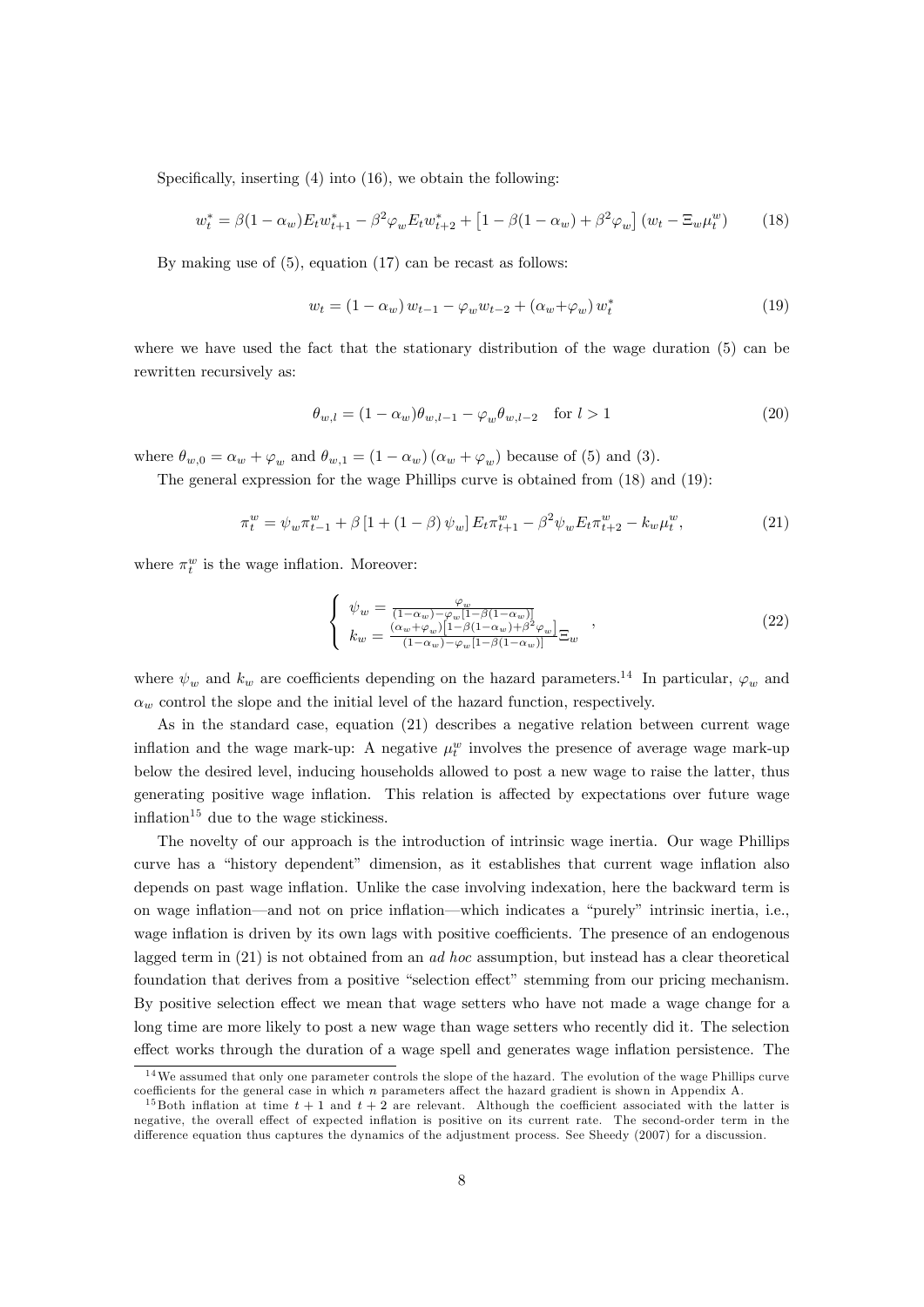Specifically, inserting (4) into (16), we obtain the following:

$$w_t^* = \beta(1-\alpha_w)E_t w_{t+1}^* - \beta^2 \varphi_w E_t w_{t+2}^* + \left[1 - \beta(1-\alpha_w) + \beta^2 \varphi_w\right](w_t - \Xi_w \mu_t^w) \tag{18}$$

By making use of (5), equation (17) can be recast as follows:

$$w_t = (1-\alpha_w)\, w_{t-1} - \varphi_w w_{t-2} + (\alpha_w + \varphi_w)\, w_t^* \tag{19}$$

where we have used the fact that the stationary distribution of the wage duration (5) can be rewritten recursively as:

$$\theta_{w,l} = (1-\alpha_w)\theta_{w,l-1} - \varphi_w \theta_{w,l-2} \quad \text{for } l > 1 \tag{20}$$

where $\theta_{w,0} = \alpha_w + \varphi_w$ and $\theta_{w,1} = (1-\alpha_w)(\alpha_w + \varphi_w)$ because of (5) and (3).

The general expression for the wage Phillips curve is obtained from (18) and (19):

$$\pi_t^w = \psi_w \pi_{t-1}^w + \beta\left[1 + (1-\beta)\,\psi_w\right] E_t \pi_{t+1}^w - \beta^2 \psi_w E_t \pi_{t+2}^w - k_w \mu_t^w, \tag{21}$$

where $\pi_t^w$ is the wage inflation. Moreover:

$$\begin{cases} \psi_w = \dfrac{\varphi_w}{(1-\alpha_w) - \varphi_w[1-\beta(1-\alpha_w)]} \\ k_w = \dfrac{(\alpha_w+\varphi_w)\left[1-\beta(1-\alpha_w)+\beta^2\varphi_w\right]}{(1-\alpha_w)-\varphi_w[1-\beta(1-\alpha_w)]}\Xi_w \end{cases}, \tag{22}$$

where $\psi_w$ and $k_w$ are coefficients depending on the hazard parameters.[14] In particular, $\varphi_w$ and $\alpha_w$ control the slope and the initial level of the hazard function, respectively.

As in the standard case, equation (21) describes a negative relation between current wage inflation and the wage mark-up: A negative $\mu_t^w$ involves the presence of average wage mark-up below the desired level, inducing households allowed to post a new wage to raise the latter, thus generating positive wage inflation. This relation is affected by expectations over future wage inflation[15] due to the wage stickiness.

The novelty of our approach is the introduction of intrinsic wage inertia. Our wage Phillips curve has a "history dependent" dimension, as it establishes that current wage inflation also depends on past wage inflation. Unlike the case involving indexation, here the backward term is on wage inflation—and not on price inflation—which indicates a "purely" intrinsic inertia, i.e., wage inflation is driven by its own lags with positive coefficients. The presence of an endogenous lagged term in (21) is not obtained from an *ad hoc* assumption, but instead has a clear theoretical foundation that derives from a positive "selection effect" stemming from our pricing mechanism. By positive selection effect we mean that wage setters who have not made a wage change for a long time are more likely to post a new wage than wage setters who recently did it. The selection effect works through the duration of a wage spell and generates wage inflation persistence. The

[14] We assumed that only one parameter controls the slope of the hazard. The evolution of the wage Phillips curve coefficients for the general case in which $n$ parameters affect the hazard gradient is shown in Appendix A.

[15] Both inflation at time $t+1$ and $t+2$ are relevant. Although the coefficient associated with the latter is negative, the overall effect of expected inflation is positive on its current rate. The second-order term in the difference equation thus captures the dynamics of the adjustment process. See Sheedy (2007) for a discussion.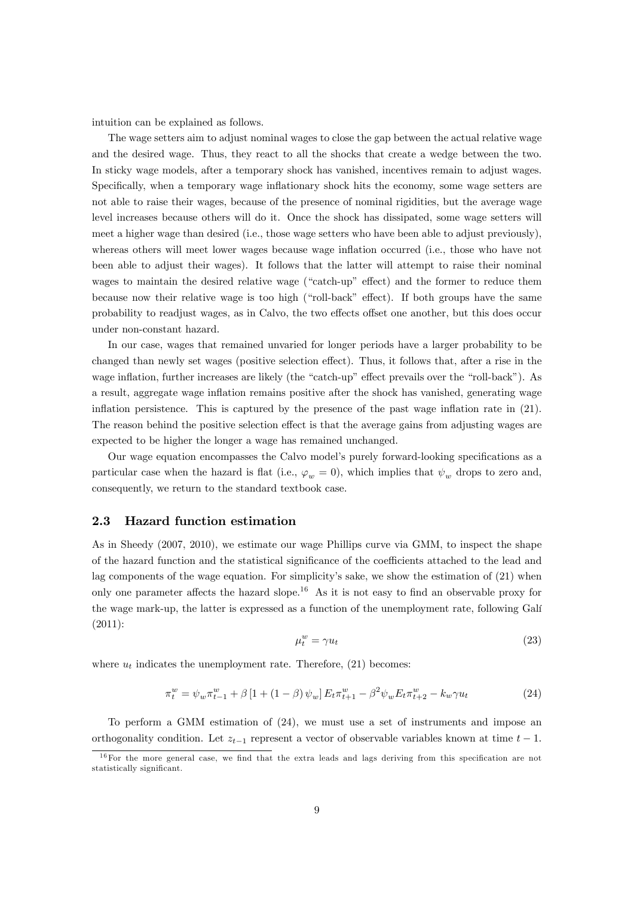intuition can be explained as follows.

The wage setters aim to adjust nominal wages to close the gap between the actual relative wage and the desired wage. Thus, they react to all the shocks that create a wedge between the two. In sticky wage models, after a temporary shock has vanished, incentives remain to adjust wages. Specifically, when a temporary wage inflationary shock hits the economy, some wage setters are not able to raise their wages, because of the presence of nominal rigidities, but the average wage level increases because others will do it. Once the shock has dissipated, some wage setters will meet a higher wage than desired (i.e., those wage setters who have been able to adjust previously), whereas others will meet lower wages because wage inflation occurred (i.e., those who have not been able to adjust their wages). It follows that the latter will attempt to raise their nominal wages to maintain the desired relative wage ("catch-up" effect) and the former to reduce them because now their relative wage is too high ("roll-back" effect). If both groups have the same probability to readjust wages, as in Calvo, the two effects offset one another, but this does occur under non-constant hazard.

In our case, wages that remained unvaried for longer periods have a larger probability to be changed than newly set wages (positive selection effect). Thus, it follows that, after a rise in the wage inflation, further increases are likely (the "catch-up" effect prevails over the "roll-back"). As a result, aggregate wage inflation remains positive after the shock has vanished, generating wage inflation persistence. This is captured by the presence of the past wage inflation rate in (21). The reason behind the positive selection effect is that the average gains from adjusting wages are expected to be higher the longer a wage has remained unchanged.

Our wage equation encompasses the Calvo model's purely forward-looking specifications as a particular case when the hazard is flat (i.e., $\varphi_w = 0$), which implies that $\psi_w$ drops to zero and, consequently, we return to the standard textbook case.

### 2.3 Hazard function estimation

As in Sheedy (2007, 2010), we estimate our wage Phillips curve via GMM, to inspect the shape of the hazard function and the statistical significance of the coefficients attached to the lead and lag components of the wage equation. For simplicity's sake, we show the estimation of (21) when only one parameter affects the hazard slope.[16] As it is not easy to find an observable proxy for the wage mark-up, the latter is expressed as a function of the unemployment rate, following Galí (2011):

$$\mu_t^w = \gamma u_t \tag{23}$$

where $u_t$ indicates the unemployment rate. Therefore, (21) becomes:

$$\pi_t^w = \psi_w \pi_{t-1}^w + \beta \left[1 + (1-\beta)\psi_w\right] E_t \pi_{t+1}^w - \beta^2 \psi_w E_t \pi_{t+2}^w - k_w \gamma u_t \tag{24}$$

To perform a GMM estimation of (24), we must use a set of instruments and impose an orthogonality condition. Let $z_{t-1}$ represent a vector of observable variables known at time $t-1$.

[16] For the more general case, we find that the extra leads and lags deriving from this specification are not statistically significant.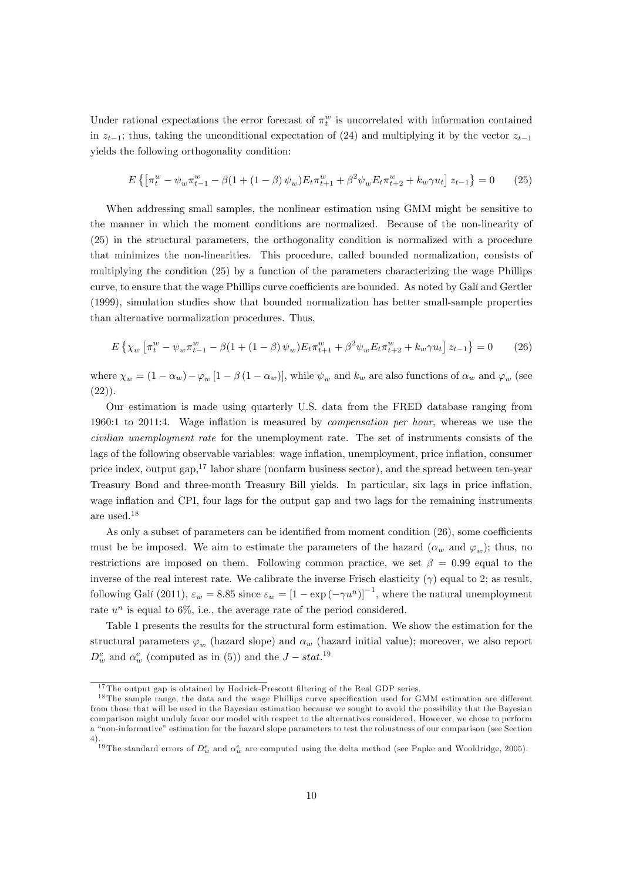Under rational expectations the error forecast of $\pi_t^w$ is uncorrelated with information contained in $z_{t-1}$; thus, taking the unconditional expectation of (24) and multiplying it by the vector $z_{t-1}$ yields the following orthogonality condition:

$$E\left\{\left[\pi_t^w - \psi_w \pi_{t-1}^w - \beta(1+(1-\beta)\psi_w)E_t\pi_{t+1}^w + \beta^2\psi_w E_t\pi_{t+2}^w + k_w\gamma u_t\right]z_{t-1}\right\} = 0 \qquad (25)$$

When addressing small samples, the nonlinear estimation using GMM might be sensitive to the manner in which the moment conditions are normalized. Because of the non-linearity of (25) in the structural parameters, the orthogonality condition is normalized with a procedure that minimizes the non-linearities. This procedure, called bounded normalization, consists of multiplying the condition (25) by a function of the parameters characterizing the wage Phillips curve, to ensure that the wage Phillips curve coefficients are bounded. As noted by Galí and Gertler (1999), simulation studies show that bounded normalization has better small-sample properties than alternative normalization procedures. Thus,

$$E\left\{\chi_w\left[\pi_t^w - \psi_w \pi_{t-1}^w - \beta(1+(1-\beta)\psi_w)E_t\pi_{t+1}^w + \beta^2\psi_w E_t\pi_{t+2}^w + k_w\gamma u_t\right]z_{t-1}\right\} = 0 \qquad (26)$$

where $\chi_w = (1-\alpha_w) - \varphi_w\left[1-\beta(1-\alpha_w)\right]$, while $\psi_w$ and $k_w$ are also functions of $\alpha_w$ and $\varphi_w$ (see (22)).

Our estimation is made using quarterly U.S. data from the FRED database ranging from 1960:1 to 2011:4. Wage inflation is measured by *compensation per hour*, whereas we use the *civilian unemployment rate* for the unemployment rate. The set of instruments consists of the lags of the following observable variables: wage inflation, unemployment, price inflation, consumer price index, output gap,[17] labor share (nonfarm business sector), and the spread between ten-year Treasury Bond and three-month Treasury Bill yields. In particular, six lags in price inflation, wage inflation and CPI, four lags for the output gap and two lags for the remaining instruments are used.[18]

As only a subset of parameters can be identified from moment condition (26), some coefficients must be be imposed. We aim to estimate the parameters of the hazard ($\alpha_w$ and $\varphi_w$); thus, no restrictions are imposed on them. Following common practice, we set $\beta = 0.99$ equal to the inverse of the real interest rate. We calibrate the inverse Frisch elasticity ($\gamma$) equal to 2; as result, following Galí (2011), $\varepsilon_w = 8.85$ since $\varepsilon_w = \left[1-\exp\left(-\gamma u^n\right)\right]^{-1}$, where the natural unemployment rate $u^n$ is equal to 6%, i.e., the average rate of the period considered.

Table 1 presents the results for the structural form estimation. We show the estimation for the structural parameters $\varphi_w$ (hazard slope) and $\alpha_w$ (hazard initial value); moreover, we also report $D_w^e$ and $\alpha_w^e$ (computed as in (5)) and the $J-stat$.[19]

---

[17] The output gap is obtained by Hodrick-Prescott filtering of the Real GDP series.

[18] The sample range, the data and the wage Phillips curve specification used for GMM estimation are different from those that will be used in the Bayesian estimation because we sought to avoid the possibility that the Bayesian comparison might unduly favor our model with respect to the alternatives considered. However, we chose to perform a "non-informative" estimation for the hazard slope parameters to test the robustness of our comparison (see Section 4).

[19] The standard errors of $D_w^e$ and $\alpha_w^e$ are computed using the delta method (see Papke and Wooldridge, 2005).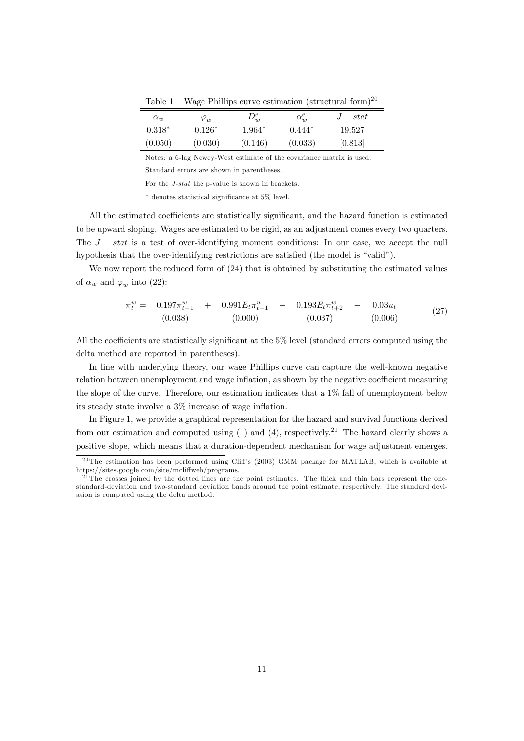Table 1 – Wage Phillips curve estimation (structural form)[20]

| $\alpha_w$ | $\varphi_w$ | $D_w^e$ | $\alpha_w^e$ | $J-stat$ |
|---|---|---|---|---|
| $0.318^*$ | $0.126^*$ | $1.964^*$ | $0.444^*$ | 19.527 |
| (0.050) | (0.030) | (0.146) | (0.033) | [0.813] |

Notes: a 6-lag Newey-West estimate of the covariance matrix is used.

Standard errors are shown in parentheses.

For the *J-stat* the p-value is shown in brackets.

\* denotes statistical significance at 5% level.

All the estimated coefficients are statistically significant, and the hazard function is estimated to be upward sloping. Wages are estimated to be rigid, as an adjustment comes every two quarters. The $J-stat$ is a test of over-identifying moment conditions: In our case, we accept the null hypothesis that the over-identifying restrictions are satisfied (the model is "valid").

We now report the reduced form of (24) that is obtained by substituting the estimated values of $\alpha_w$ and $\varphi_w$ into (22):

$$\pi_t^w = \underset{(0.038)}{0.197\pi_{t-1}^w} + \underset{(0.000)}{0.991E_t\pi_{t+1}^w} - \underset{(0.037)}{0.193E_t\pi_{t+2}^w} - \underset{(0.006)}{0.03u_t} \tag{27}$$

All the coefficients are statistically significant at the 5% level (standard errors computed using the delta method are reported in parentheses).

In line with underlying theory, our wage Phillips curve can capture the well-known negative relation between unemployment and wage inflation, as shown by the negative coefficient measuring the slope of the curve. Therefore, our estimation indicates that a 1% fall of unemployment below its steady state involve a 3% increase of wage inflation.

In Figure 1, we provide a graphical representation for the hazard and survival functions derived from our estimation and computed using (1) and (4), respectively.[21] The hazard clearly shows a positive slope, which means that a duration-dependent mechanism for wage adjustment emerges.

[20] The estimation has been performed using Cliff's (2003) GMM package for MATLAB, which is available at https://sites.google.com/site/mcliffweb/programs.

[21] The crosses joined by the dotted lines are the point estimates. The thick and thin bars represent the one-standard-deviation and two-standard deviation bands around the point estimate, respectively. The standard deviation is computed using the delta method.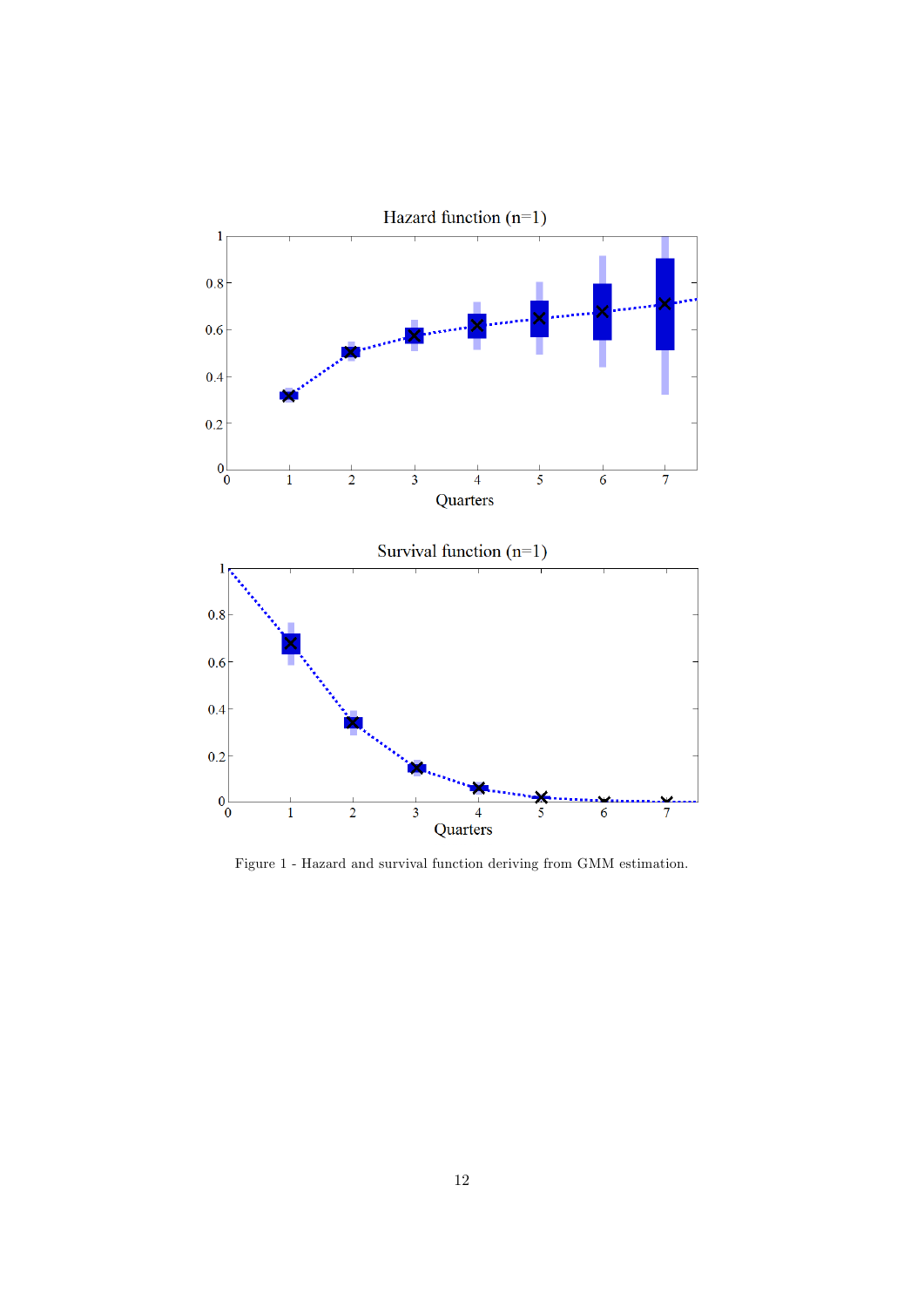Figure 1 - Hazard and survival function deriving from GMM estimation.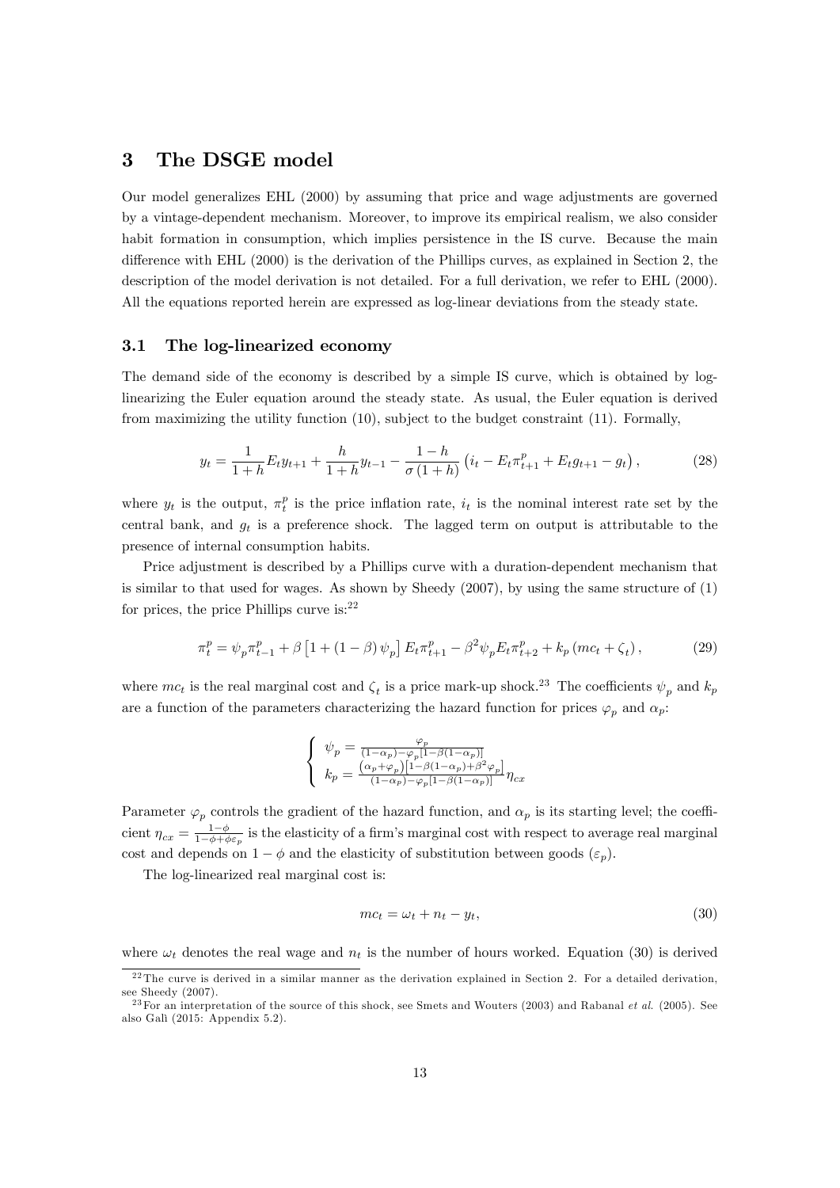# 3 The DSGE model

Our model generalizes EHL (2000) by assuming that price and wage adjustments are governed by a vintage-dependent mechanism. Moreover, to improve its empirical realism, we also consider habit formation in consumption, which implies persistence in the IS curve. Because the main difference with EHL (2000) is the derivation of the Phillips curves, as explained in Section 2, the description of the model derivation is not detailed. For a full derivation, we refer to EHL (2000). All the equations reported herein are expressed as log-linear deviations from the steady state.

## 3.1 The log-linearized economy

The demand side of the economy is described by a simple IS curve, which is obtained by log-linearizing the Euler equation around the steady state. As usual, the Euler equation is derived from maximizing the utility function (10), subject to the budget constraint (11). Formally,

$$y_t = \frac{1}{1+h} E_t y_{t+1} + \frac{h}{1+h} y_{t-1} - \frac{1-h}{\sigma(1+h)} \left( i_t - E_t \pi^p_{t+1} + E_t g_{t+1} - g_t \right), \tag{28}$$

where $y_t$ is the output, $\pi^p_t$ is the price inflation rate, $i_t$ is the nominal interest rate set by the central bank, and $g_t$ is a preference shock. The lagged term on output is attributable to the presence of internal consumption habits.

Price adjustment is described by a Phillips curve with a duration-dependent mechanism that is similar to that used for wages. As shown by Sheedy (2007), by using the same structure of (1) for prices, the price Phillips curve is:[22]

$$\pi^p_t = \psi_p \pi^p_{t-1} + \beta \left[ 1 + (1-\beta) \psi_p \right] E_t \pi^p_{t+1} - \beta^2 \psi_p E_t \pi^p_{t+2} + k_p \left( mc_t + \zeta_t \right), \tag{29}$$

where $mc_t$ is the real marginal cost and $\zeta_t$ is a price mark-up shock.[23] The coefficients $\psi_p$ and $k_p$ are a function of the parameters characterizing the hazard function for prices $\varphi_p$ and $\alpha_p$:

$$\begin{cases} \psi_p = \frac{\varphi_p}{(1-\alpha_p) - \varphi_p [1-\beta(1-\alpha_p)]} \\ k_p = \frac{(\alpha_p + \varphi_p)\left[1-\beta(1-\alpha_p)+\beta^2 \varphi_p\right]}{(1-\alpha_p) - \varphi_p [1-\beta(1-\alpha_p)]} \eta_{cx} \end{cases}$$

Parameter $\varphi_p$ controls the gradient of the hazard function, and $\alpha_p$ is its starting level; the coefficient $\eta_{cx} = \frac{1-\phi}{1-\phi+\phi\varepsilon_p}$ is the elasticity of a firm's marginal cost with respect to average real marginal cost and depends on $1-\phi$ and the elasticity of substitution between goods ($\varepsilon_p$).

The log-linearized real marginal cost is:

$$mc_t = \omega_t + n_t - y_t, \tag{30}$$

where $\omega_t$ denotes the real wage and $n_t$ is the number of hours worked. Equation (30) is derived

[22] The curve is derived in a similar manner as the derivation explained in Section 2. For a detailed derivation, see Sheedy (2007).

[23] For an interpretation of the source of this shock, see Smets and Wouters (2003) and Rabanal *et al.* (2005). See also Galì (2015: Appendix 5.2).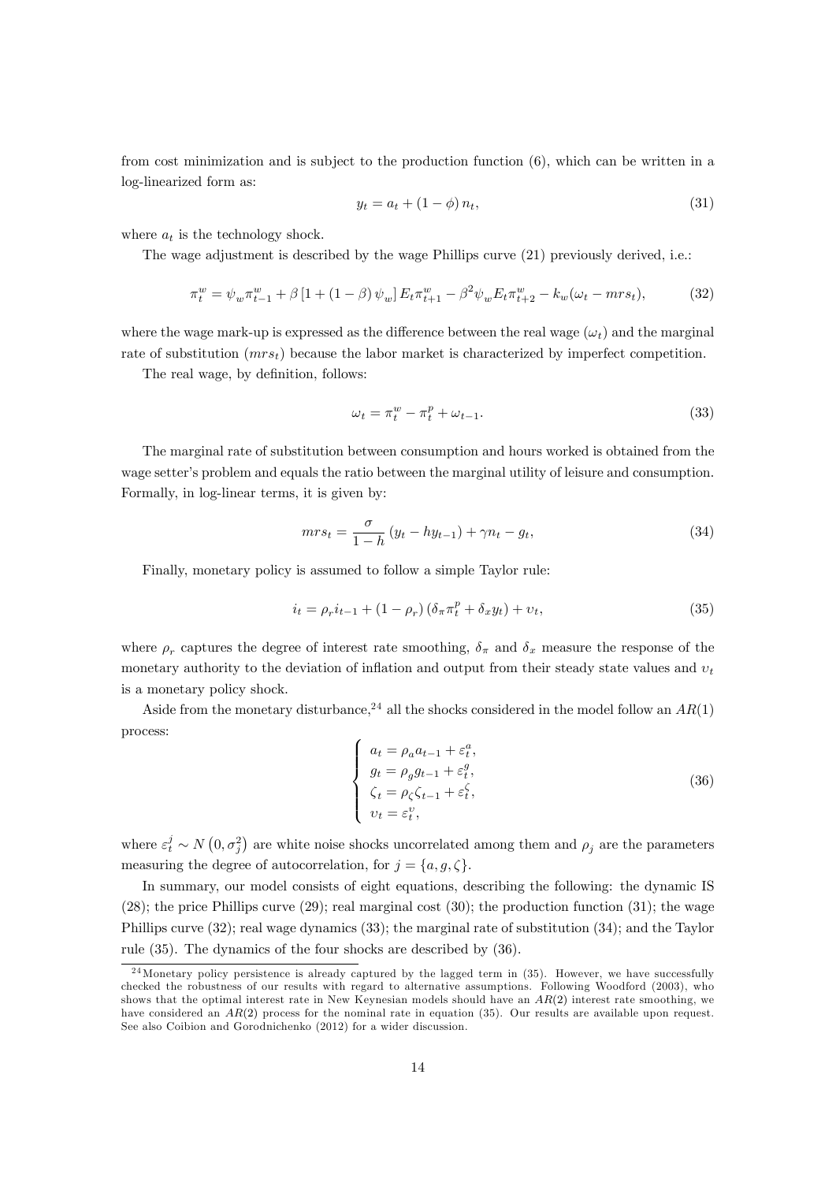from cost minimization and is subject to the production function (6), which can be written in a log-linearized form as:

$$y_t = a_t + (1-\phi) n_t, \tag{31}$$

where $a_t$ is the technology shock.

The wage adjustment is described by the wage Phillips curve (21) previously derived, i.e.:

$$\pi_t^w = \psi_w \pi_{t-1}^w + \beta \left[1 + (1-\beta)\psi_w\right] E_t \pi_{t+1}^w - \beta^2 \psi_w E_t \pi_{t+2}^w - k_w(\omega_t - mrs_t), \tag{32}$$

where the wage mark-up is expressed as the difference between the real wage ($\omega_t$) and the marginal rate of substitution ($mrs_t$) because the labor market is characterized by imperfect competition.

The real wage, by definition, follows:

$$\omega_t = \pi_t^w - \pi_t^p + \omega_{t-1}. \tag{33}$$

The marginal rate of substitution between consumption and hours worked is obtained from the wage setter's problem and equals the ratio between the marginal utility of leisure and consumption. Formally, in log-linear terms, it is given by:

$$mrs_t = \frac{\sigma}{1-h}\left(y_t - h y_{t-1}\right) + \gamma n_t - g_t, \tag{34}$$

Finally, monetary policy is assumed to follow a simple Taylor rule:

$$i_t = \rho_r i_{t-1} + (1-\rho_r)\left(\delta_\pi \pi_t^p + \delta_x y_t\right) + \upsilon_t, \tag{35}$$

where $\rho_r$ captures the degree of interest rate smoothing, $\delta_\pi$ and $\delta_x$ measure the response of the monetary authority to the deviation of inflation and output from their steady state values and $\upsilon_t$ is a monetary policy shock.

Aside from the monetary disturbance,[24] all the shocks considered in the model follow an $AR(1)$ process:

$$\begin{cases} a_t = \rho_a a_{t-1} + \varepsilon_t^a, \\ g_t = \rho_g g_{t-1} + \varepsilon_t^g, \\ \zeta_t = \rho_\zeta \zeta_{t-1} + \varepsilon_t^\zeta, \\ \upsilon_t = \varepsilon_t^\upsilon, \end{cases} \tag{36}$$

where $\varepsilon_t^j \sim N\left(0, \sigma_j^2\right)$ are white noise shocks uncorrelated among them and $\rho_j$ are the parameters measuring the degree of autocorrelation, for $j = \{a, g, \zeta\}$.

In summary, our model consists of eight equations, describing the following: the dynamic IS (28); the price Phillips curve (29); real marginal cost (30); the production function (31); the wage Phillips curve (32); real wage dynamics (33); the marginal rate of substitution (34); and the Taylor rule (35). The dynamics of the four shocks are described by (36).

[24] Monetary policy persistence is already captured by the lagged term in (35). However, we have successfully checked the robustness of our results with regard to alternative assumptions. Following Woodford (2003), who shows that the optimal interest rate in New Keynesian models should have an $AR(2)$ interest rate smoothing, we have considered an $AR(2)$ process for the nominal rate in equation (35). Our results are available upon request. See also Coibion and Gorodnichenko (2012) for a wider discussion.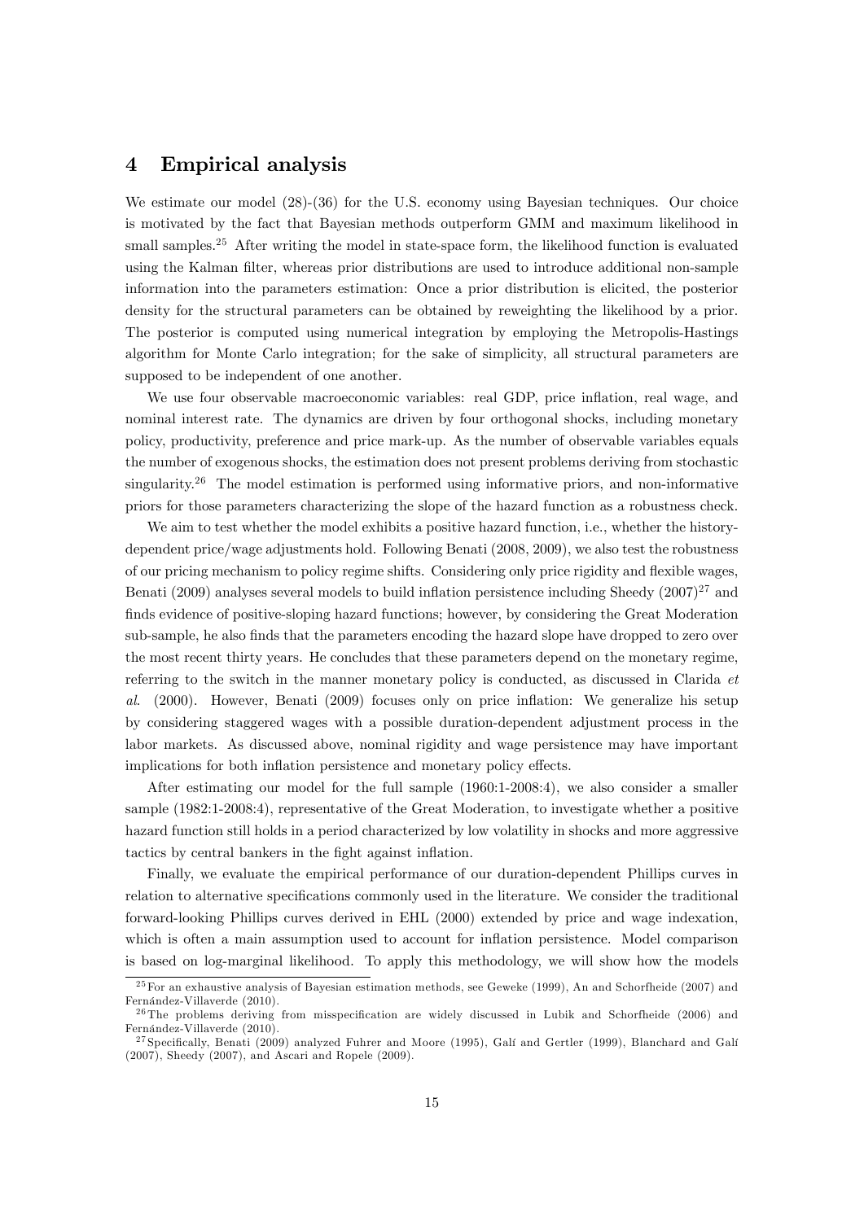# 4 Empirical analysis

We estimate our model (28)-(36) for the U.S. economy using Bayesian techniques. Our choice is motivated by the fact that Bayesian methods outperform GMM and maximum likelihood in small samples.[25] After writing the model in state-space form, the likelihood function is evaluated using the Kalman filter, whereas prior distributions are used to introduce additional non-sample information into the parameters estimation: Once a prior distribution is elicited, the posterior density for the structural parameters can be obtained by reweighting the likelihood by a prior. The posterior is computed using numerical integration by employing the Metropolis-Hastings algorithm for Monte Carlo integration; for the sake of simplicity, all structural parameters are supposed to be independent of one another.

We use four observable macroeconomic variables: real GDP, price inflation, real wage, and nominal interest rate. The dynamics are driven by four orthogonal shocks, including monetary policy, productivity, preference and price mark-up. As the number of observable variables equals the number of exogenous shocks, the estimation does not present problems deriving from stochastic singularity.[26] The model estimation is performed using informative priors, and non-informative priors for those parameters characterizing the slope of the hazard function as a robustness check.

We aim to test whether the model exhibits a positive hazard function, i.e., whether the history-dependent price/wage adjustments hold. Following Benati (2008, 2009), we also test the robustness of our pricing mechanism to policy regime shifts. Considering only price rigidity and flexible wages, Benati (2009) analyses several models to build inflation persistence including Sheedy (2007)[27] and finds evidence of positive-sloping hazard functions; however, by considering the Great Moderation sub-sample, he also finds that the parameters encoding the hazard slope have dropped to zero over the most recent thirty years. He concludes that these parameters depend on the monetary regime, referring to the switch in the manner monetary policy is conducted, as discussed in Clarida *et al.* (2000). However, Benati (2009) focuses only on price inflation: We generalize his setup by considering staggered wages with a possible duration-dependent adjustment process in the labor markets. As discussed above, nominal rigidity and wage persistence may have important implications for both inflation persistence and monetary policy effects.

After estimating our model for the full sample (1960:1-2008:4), we also consider a smaller sample (1982:1-2008:4), representative of the Great Moderation, to investigate whether a positive hazard function still holds in a period characterized by low volatility in shocks and more aggressive tactics by central bankers in the fight against inflation.

Finally, we evaluate the empirical performance of our duration-dependent Phillips curves in relation to alternative specifications commonly used in the literature. We consider the traditional forward-looking Phillips curves derived in EHL (2000) extended by price and wage indexation, which is often a main assumption used to account for inflation persistence. Model comparison is based on log-marginal likelihood. To apply this methodology, we will show how the models

[25] For an exhaustive analysis of Bayesian estimation methods, see Geweke (1999), An and Schorfheide (2007) and Fernández-Villaverde (2010).

[26] The problems deriving from misspecification are widely discussed in Lubik and Schorfheide (2006) and Fernández-Villaverde (2010).

[27] Specifically, Benati (2009) analyzed Fuhrer and Moore (1995), Galí and Gertler (1999), Blanchard and Galí (2007), Sheedy (2007), and Ascari and Ropele (2009).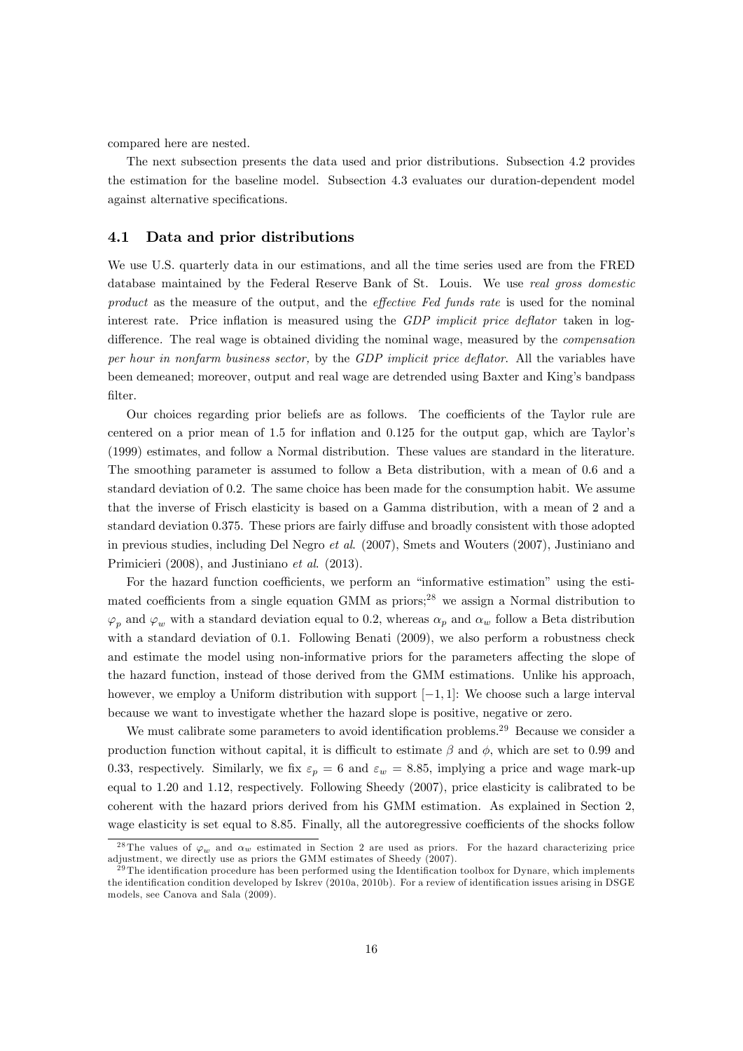compared here are nested.

The next subsection presents the data used and prior distributions. Subsection 4.2 provides the estimation for the baseline model. Subsection 4.3 evaluates our duration-dependent model against alternative specifications.

### 4.1 Data and prior distributions

We use U.S. quarterly data in our estimations, and all the time series used are from the FRED database maintained by the Federal Reserve Bank of St. Louis. We use *real gross domestic product* as the measure of the output, and the *effective Fed funds rate* is used for the nominal interest rate. Price inflation is measured using the *GDP implicit price deflator* taken in log-difference. The real wage is obtained dividing the nominal wage, measured by the *compensation per hour in nonfarm business sector,* by the *GDP implicit price deflator*. All the variables have been demeaned; moreover, output and real wage are detrended using Baxter and King's bandpass filter.

Our choices regarding prior beliefs are as follows. The coefficients of the Taylor rule are centered on a prior mean of 1.5 for inflation and 0.125 for the output gap, which are Taylor's (1999) estimates, and follow a Normal distribution. These values are standard in the literature. The smoothing parameter is assumed to follow a Beta distribution, with a mean of 0.6 and a standard deviation of 0.2. The same choice has been made for the consumption habit. We assume that the inverse of Frisch elasticity is based on a Gamma distribution, with a mean of 2 and a standard deviation 0.375. These priors are fairly diffuse and broadly consistent with those adopted in previous studies, including Del Negro *et al.* (2007), Smets and Wouters (2007), Justiniano and Primicieri (2008), and Justiniano *et al.* (2013).

For the hazard function coefficients, we perform an "informative estimation" using the estimated coefficients from a single equation GMM as priors;[28] we assign a Normal distribution to $\varphi_p$ and $\varphi_w$ with a standard deviation equal to 0.2, whereas $\alpha_p$ and $\alpha_w$ follow a Beta distribution with a standard deviation of 0.1. Following Benati (2009), we also perform a robustness check and estimate the model using non-informative priors for the parameters affecting the slope of the hazard function, instead of those derived from the GMM estimations. Unlike his approach, however, we employ a Uniform distribution with support $[-1, 1]$: We choose such a large interval because we want to investigate whether the hazard slope is positive, negative or zero.

We must calibrate some parameters to avoid identification problems.[29] Because we consider a production function without capital, it is difficult to estimate $\beta$ and $\phi$, which are set to 0.99 and 0.33, respectively. Similarly, we fix $\varepsilon_p = 6$ and $\varepsilon_w = 8.85$, implying a price and wage mark-up equal to 1.20 and 1.12, respectively. Following Sheedy (2007), price elasticity is calibrated to be coherent with the hazard priors derived from his GMM estimation. As explained in Section 2, wage elasticity is set equal to 8.85. Finally, all the autoregressive coefficients of the shocks follow

[28] The values of $\varphi_w$ and $\alpha_w$ estimated in Section 2 are used as priors. For the hazard characterizing price adjustment, we directly use as priors the GMM estimates of Sheedy (2007).

[29] The identification procedure has been performed using the Identification toolbox for Dynare, which implements the identification condition developed by Iskrev (2010a, 2010b). For a review of identification issues arising in DSGE models, see Canova and Sala (2009).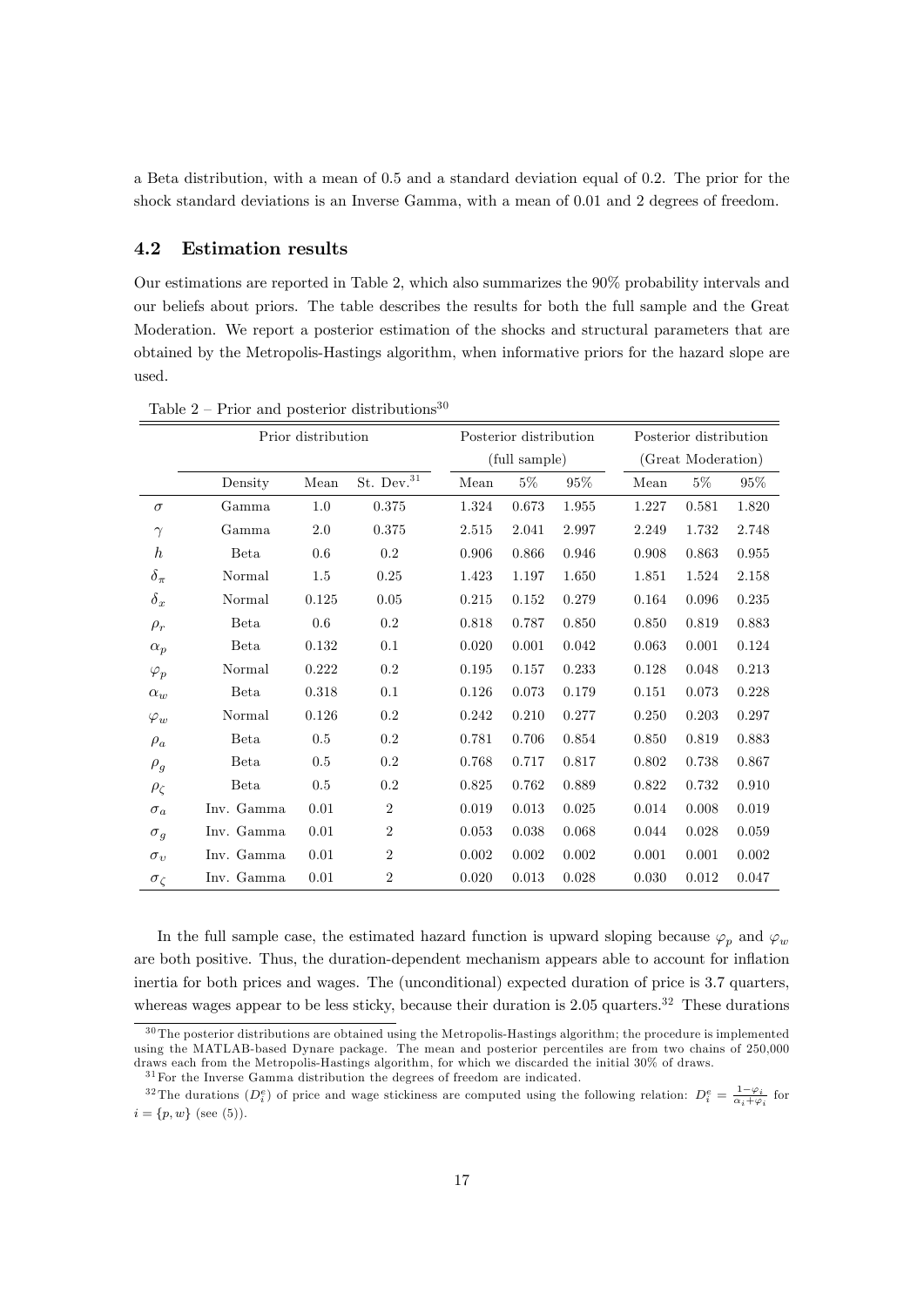a Beta distribution, with a mean of 0.5 and a standard deviation equal of 0.2. The prior for the shock standard deviations is an Inverse Gamma, with a mean of 0.01 and 2 degrees of freedom.

## 4.2 Estimation results

Our estimations are reported in Table 2, which also summarizes the 90% probability intervals and our beliefs about priors. The table describes the results for both the full sample and the Great Moderation. We report a posterior estimation of the shocks and structural parameters that are obtained by the Metropolis-Hastings algorithm, when informative priors for the hazard slope are used.

Table 2 – Prior and posterior distributions[30]

| | Prior distribution | | | Posterior distribution (full sample) | | | Posterior distribution (Great Moderation) | | |
|---|---|---|---|---|---|---|---|---|---|
| | Density | Mean | St. Dev.[31] | Mean | 5% | 95% | Mean | 5% | 95% |
| $\sigma$ | Gamma | 1.0 | 0.375 | 1.324 | 0.673 | 1.955 | 1.227 | 0.581 | 1.820 |
| $\gamma$ | Gamma | 2.0 | 0.375 | 2.515 | 2.041 | 2.997 | 2.249 | 1.732 | 2.748 |
| $h$ | Beta | 0.6 | 0.2 | 0.906 | 0.866 | 0.946 | 0.908 | 0.863 | 0.955 |
| $\delta_\pi$ | Normal | 1.5 | 0.25 | 1.423 | 1.197 | 1.650 | 1.851 | 1.524 | 2.158 |
| $\delta_x$ | Normal | 0.125 | 0.05 | 0.215 | 0.152 | 0.279 | 0.164 | 0.096 | 0.235 |
| $\rho_r$ | Beta | 0.6 | 0.2 | 0.818 | 0.787 | 0.850 | 0.850 | 0.819 | 0.883 |
| $\alpha_p$ | Beta | 0.132 | 0.1 | 0.020 | 0.001 | 0.042 | 0.063 | 0.001 | 0.124 |
| $\varphi_p$ | Normal | 0.222 | 0.2 | 0.195 | 0.157 | 0.233 | 0.128 | 0.048 | 0.213 |
| $\alpha_w$ | Beta | 0.318 | 0.1 | 0.126 | 0.073 | 0.179 | 0.151 | 0.073 | 0.228 |
| $\varphi_w$ | Normal | 0.126 | 0.2 | 0.242 | 0.210 | 0.277 | 0.250 | 0.203 | 0.297 |
| $\rho_a$ | Beta | 0.5 | 0.2 | 0.781 | 0.706 | 0.854 | 0.850 | 0.819 | 0.883 |
| $\rho_g$ | Beta | 0.5 | 0.2 | 0.768 | 0.717 | 0.817 | 0.802 | 0.738 | 0.867 |
| $\rho_\zeta$ | Beta | 0.5 | 0.2 | 0.825 | 0.762 | 0.889 | 0.822 | 0.732 | 0.910 |
| $\sigma_a$ | Inv. Gamma | 0.01 | 2 | 0.019 | 0.013 | 0.025 | 0.014 | 0.008 | 0.019 |
| $\sigma_g$ | Inv. Gamma | 0.01 | 2 | 0.053 | 0.038 | 0.068 | 0.044 | 0.028 | 0.059 |
| $\sigma_\upsilon$ | Inv. Gamma | 0.01 | 2 | 0.002 | 0.002 | 0.002 | 0.001 | 0.001 | 0.002 |
| $\sigma_\zeta$ | Inv. Gamma | 0.01 | 2 | 0.020 | 0.013 | 0.028 | 0.030 | 0.012 | 0.047 |

In the full sample case, the estimated hazard function is upward sloping because $\varphi_p$ and $\varphi_w$ are both positive. Thus, the duration-dependent mechanism appears able to account for inflation inertia for both prices and wages. The (unconditional) expected duration of price is 3.7 quarters, whereas wages appear to be less sticky, because their duration is 2.05 quarters.[32] These durations

[30] The posterior distributions are obtained using the Metropolis-Hastings algorithm; the procedure is implemented using the MATLAB-based Dynare package. The mean and posterior percentiles are from two chains of 250,000 draws each from the Metropolis-Hastings algorithm, for which we discarded the initial 30% of draws.

[31] For the Inverse Gamma distribution the degrees of freedom are indicated.

[32] The durations ($D_i^e$) of price and wage stickiness are computed using the following relation: $D_i^e = \frac{1-\varphi_i}{\alpha_i+\varphi_i}$ for $i = \{p, w\}$ (see (5)).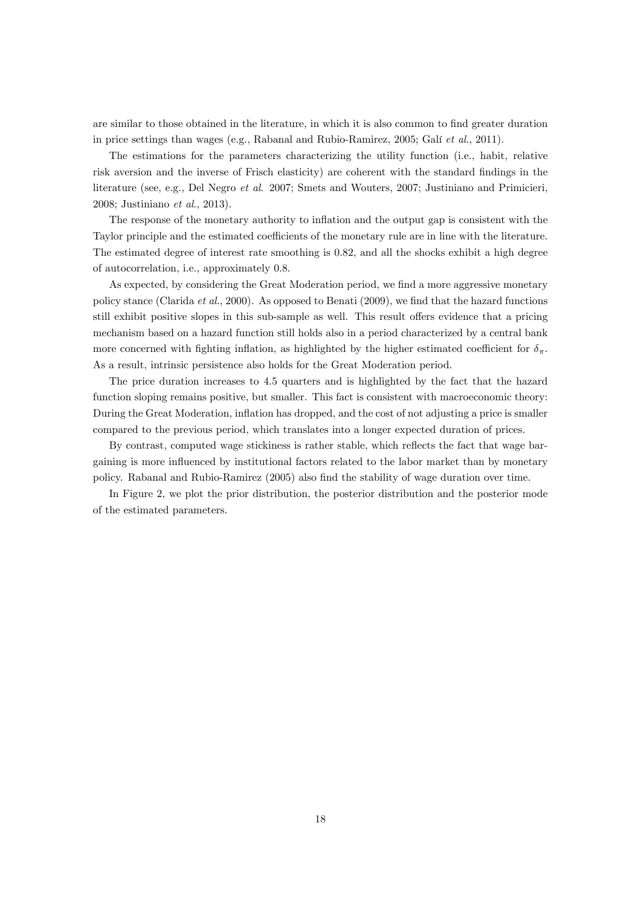are similar to those obtained in the literature, in which it is also common to find greater duration in price settings than wages (e.g., Rabanal and Rubio-Ramirez, 2005; Galí *et al.*, 2011).

The estimations for the parameters characterizing the utility function (i.e., habit, relative risk aversion and the inverse of Frisch elasticity) are coherent with the standard findings in the literature (see, e.g., Del Negro *et al.* 2007; Smets and Wouters, 2007; Justiniano and Primicieri, 2008; Justiniano *et al.*, 2013).

The response of the monetary authority to inflation and the output gap is consistent with the Taylor principle and the estimated coefficients of the monetary rule are in line with the literature. The estimated degree of interest rate smoothing is 0.82, and all the shocks exhibit a high degree of autocorrelation, i.e., approximately 0.8.

As expected, by considering the Great Moderation period, we find a more aggressive monetary policy stance (Clarida *et al.*, 2000). As opposed to Benati (2009), we find that the hazard functions still exhibit positive slopes in this sub-sample as well. This result offers evidence that a pricing mechanism based on a hazard function still holds also in a period characterized by a central bank more concerned with fighting inflation, as highlighted by the higher estimated coefficient for $\delta_\pi$. As a result, intrinsic persistence also holds for the Great Moderation period.

The price duration increases to 4.5 quarters and is highlighted by the fact that the hazard function sloping remains positive, but smaller. This fact is consistent with macroeconomic theory: During the Great Moderation, inflation has dropped, and the cost of not adjusting a price is smaller compared to the previous period, which translates into a longer expected duration of prices.

By contrast, computed wage stickiness is rather stable, which reflects the fact that wage bargaining is more influenced by institutional factors related to the labor market than by monetary policy. Rabanal and Rubio-Ramirez (2005) also find the stability of wage duration over time.

In Figure 2, we plot the prior distribution, the posterior distribution and the posterior mode of the estimated parameters.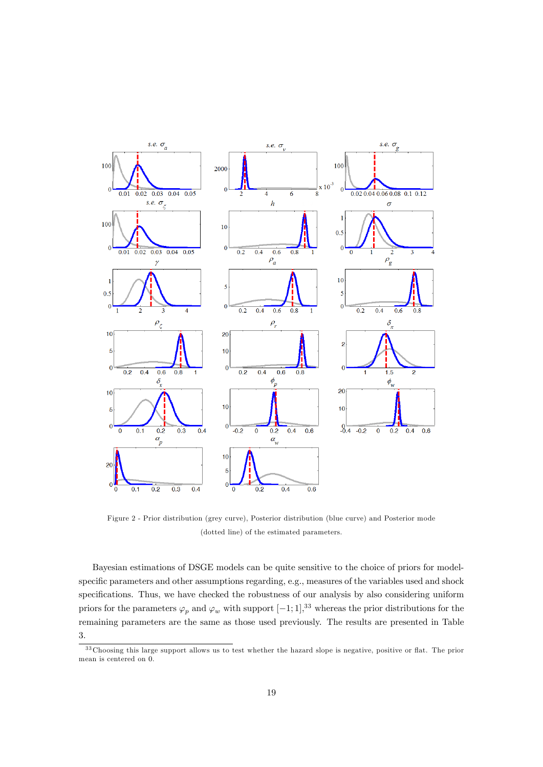Figure 2 - Prior distribution (grey curve), Posterior distribution (blue curve) and Posterior mode (dotted line) of the estimated parameters.

Bayesian estimations of DSGE models can be quite sensitive to the choice of priors for model-specific parameters and other assumptions regarding, e.g., measures of the variables used and shock specifications. Thus, we have checked the robustness of our analysis by also considering uniform priors for the parameters $\varphi_p$ and $\varphi_w$ with support $[-1;1]$,[33] whereas the prior distributions for the remaining parameters are the same as those used previously. The results are presented in Table 3.

[33] Choosing this large support allows us to test whether the hazard slope is negative, positive or flat. The prior mean is centered on 0.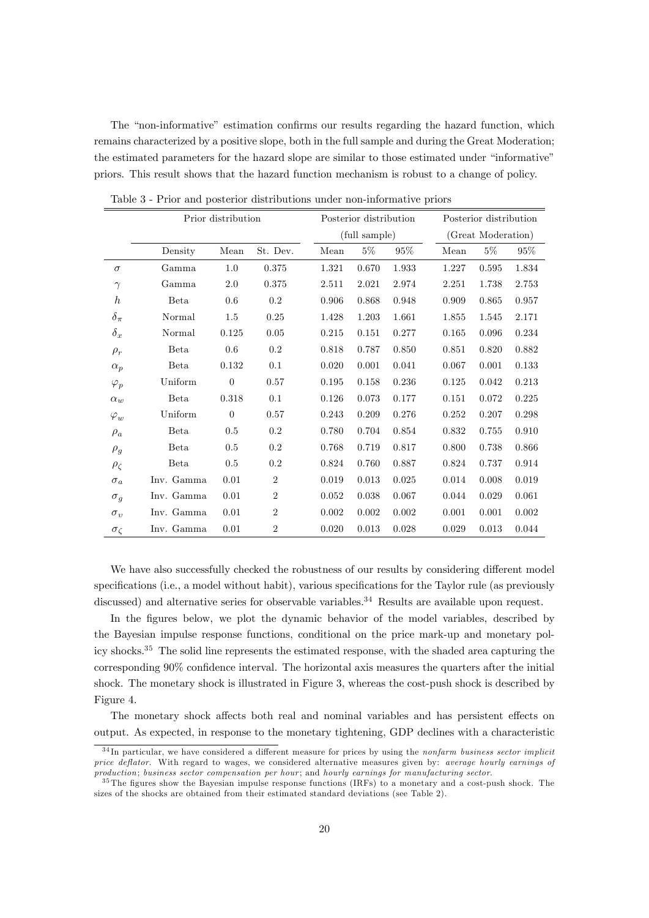The "non-informative" estimation confirms our results regarding the hazard function, which remains characterized by a positive slope, both in the full sample and during the Great Moderation; the estimated parameters for the hazard slope are similar to those estimated under "informative" priors. This result shows that the hazard function mechanism is robust to a change of policy.

Table 3 - Prior and posterior distributions under non-informative priors

| | Prior distribution | | | Posterior distribution (full sample) | | | Posterior distribution (Great Moderation) | | |
|---|---|---|---|---|---|---|---|---|---|
| | Density | Mean | St. Dev. | Mean | 5% | 95% | Mean | 5% | 95% |
| $\sigma$ | Gamma | 1.0 | 0.375 | 1.321 | 0.670 | 1.933 | 1.227 | 0.595 | 1.834 |
| $\gamma$ | Gamma | 2.0 | 0.375 | 2.511 | 2.021 | 2.974 | 2.251 | 1.738 | 2.753 |
| $h$ | Beta | 0.6 | 0.2 | 0.906 | 0.868 | 0.948 | 0.909 | 0.865 | 0.957 |
| $\delta_\pi$ | Normal | 1.5 | 0.25 | 1.428 | 1.203 | 1.661 | 1.855 | 1.545 | 2.171 |
| $\delta_x$ | Normal | 0.125 | 0.05 | 0.215 | 0.151 | 0.277 | 0.165 | 0.096 | 0.234 |
| $\rho_r$ | Beta | 0.6 | 0.2 | 0.818 | 0.787 | 0.850 | 0.851 | 0.820 | 0.882 |
| $\alpha_p$ | Beta | 0.132 | 0.1 | 0.020 | 0.001 | 0.041 | 0.067 | 0.001 | 0.133 |
| $\varphi_p$ | Uniform | 0 | 0.57 | 0.195 | 0.158 | 0.236 | 0.125 | 0.042 | 0.213 |
| $\alpha_w$ | Beta | 0.318 | 0.1 | 0.126 | 0.073 | 0.177 | 0.151 | 0.072 | 0.225 |
| $\varphi_w$ | Uniform | 0 | 0.57 | 0.243 | 0.209 | 0.276 | 0.252 | 0.207 | 0.298 |
| $\rho_a$ | Beta | 0.5 | 0.2 | 0.780 | 0.704 | 0.854 | 0.832 | 0.755 | 0.910 |
| $\rho_g$ | Beta | 0.5 | 0.2 | 0.768 | 0.719 | 0.817 | 0.800 | 0.738 | 0.866 |
| $\rho_\zeta$ | Beta | 0.5 | 0.2 | 0.824 | 0.760 | 0.887 | 0.824 | 0.737 | 0.914 |
| $\sigma_a$ | Inv. Gamma | 0.01 | 2 | 0.019 | 0.013 | 0.025 | 0.014 | 0.008 | 0.019 |
| $\sigma_g$ | Inv. Gamma | 0.01 | 2 | 0.052 | 0.038 | 0.067 | 0.044 | 0.029 | 0.061 |
| $\sigma_\upsilon$ | Inv. Gamma | 0.01 | 2 | 0.002 | 0.002 | 0.002 | 0.001 | 0.001 | 0.002 |
| $\sigma_\zeta$ | Inv. Gamma | 0.01 | 2 | 0.020 | 0.013 | 0.028 | 0.029 | 0.013 | 0.044 |

We have also successfully checked the robustness of our results by considering different model specifications (i.e., a model without habit), various specifications for the Taylor rule (as previously discussed) and alternative series for observable variables.[34] Results are available upon request.

In the figures below, we plot the dynamic behavior of the model variables, described by the Bayesian impulse response functions, conditional on the price mark-up and monetary policy shocks.[35] The solid line represents the estimated response, with the shaded area capturing the corresponding 90% confidence interval. The horizontal axis measures the quarters after the initial shock. The monetary shock is illustrated in Figure 3, whereas the cost-push shock is described by Figure 4.

The monetary shock affects both real and nominal variables and has persistent effects on output. As expected, in response to the monetary tightening, GDP declines with a characteristic

[34] In particular, we have considered a different measure for prices by using the *nonfarm business sector implicit price deflator*. With regard to wages, we considered alternative measures given by: *average hourly earnings of production*; *business sector compensation per hour*; and *hourly earnings for manufacturing sector*.

[35] The figures show the Bayesian impulse response functions (IRFs) to a monetary and a cost-push shock. The sizes of the shocks are obtained from their estimated standard deviations (see Table 2).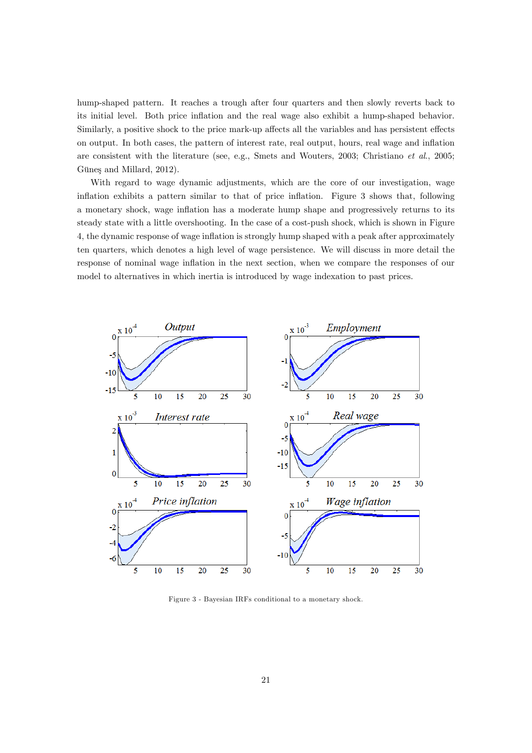hump-shaped pattern. It reaches a trough after four quarters and then slowly reverts back to its initial level. Both price inflation and the real wage also exhibit a hump-shaped behavior. Similarly, a positive shock to the price mark-up affects all the variables and has persistent effects on output. In both cases, the pattern of interest rate, real output, hours, real wage and inflation are consistent with the literature (see, e.g., Smets and Wouters, 2003; Christiano *et al.*, 2005; Güneş and Millard, 2012).

With regard to wage dynamic adjustments, which are the core of our investigation, wage inflation exhibits a pattern similar to that of price inflation. Figure 3 shows that, following a monetary shock, wage inflation has a moderate hump shape and progressively returns to its steady state with a little overshooting. In the case of a cost-push shock, which is shown in Figure 4, the dynamic response of wage inflation is strongly hump shaped with a peak after approximately ten quarters, which denotes a high level of wage persistence. We will discuss in more detail the response of nominal wage inflation in the next section, when we compare the responses of our model to alternatives in which inertia is introduced by wage indexation to past prices.

Figure 3 - Bayesian IRFs conditional to a monetary shock.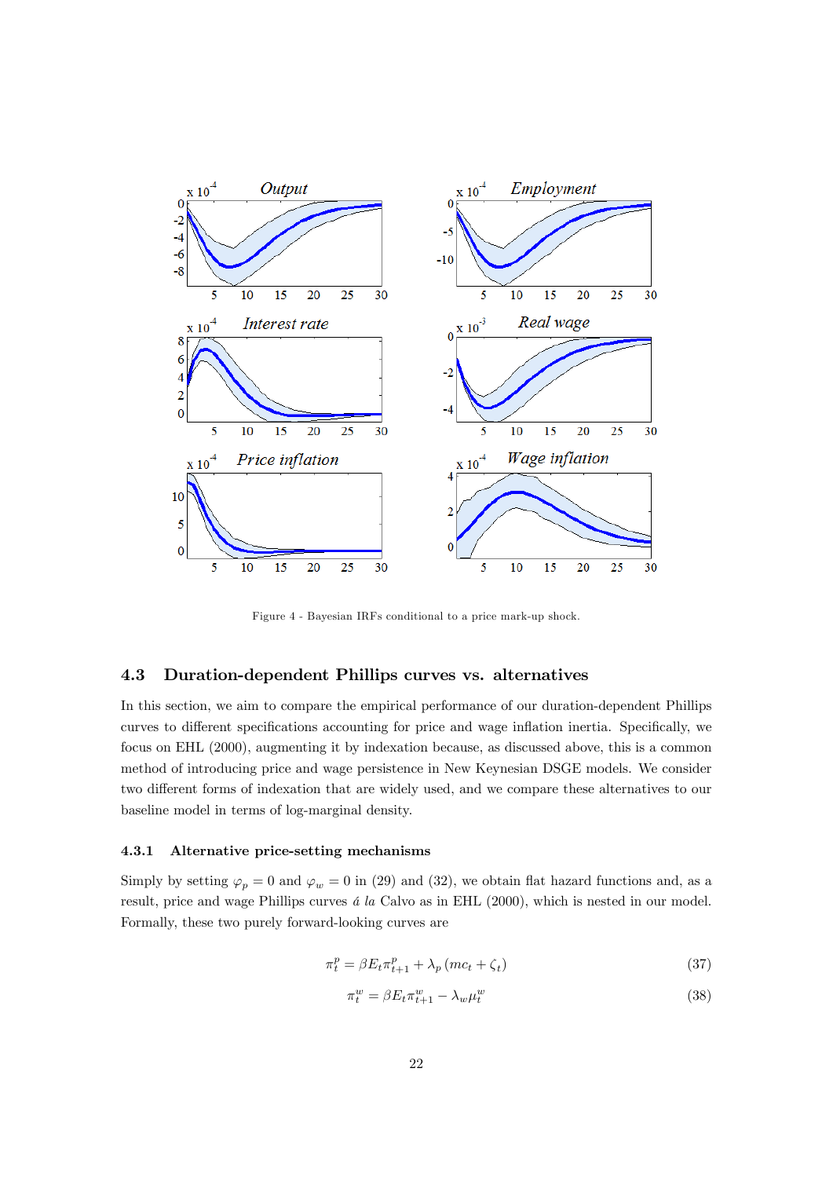Figure 4 - Bayesian IRFs conditional to a price mark-up shock.

## 4.3 Duration-dependent Phillips curves vs. alternatives

In this section, we aim to compare the empirical performance of our duration-dependent Phillips curves to different specifications accounting for price and wage inflation inertia. Specifically, we focus on EHL (2000), augmenting it by indexation because, as discussed above, this is a common method of introducing price and wage persistence in New Keynesian DSGE models. We consider two different forms of indexation that are widely used, and we compare these alternatives to our baseline model in terms of log-marginal density.

### 4.3.1 Alternative price-setting mechanisms

Simply by setting $\varphi_p = 0$ and $\varphi_w = 0$ in (29) and (32), we obtain flat hazard functions and, as a result, price and wage Phillips curves *á la* Calvo as in EHL (2000), which is nested in our model. Formally, these two purely forward-looking curves are

$$\pi_t^p = \beta E_t \pi_{t+1}^p + \lambda_p \left( mc_t + \zeta_t \right) \tag{37}$$

$$\pi_t^w = \beta E_t \pi_{t+1}^w - \lambda_w \mu_t^w \tag{38}$$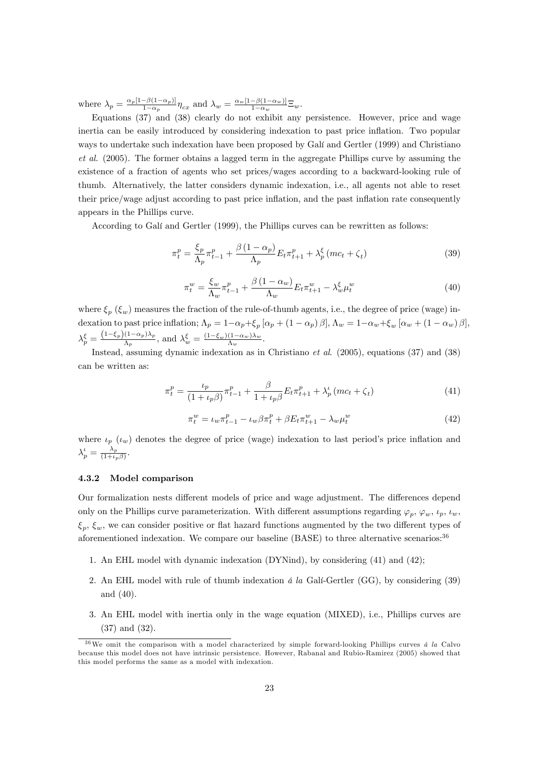where $\lambda_p = \frac{\alpha_p[1-\beta(1-\alpha_p)]}{1-\alpha_p}\eta_{cx}$ and $\lambda_w = \frac{\alpha_w[1-\beta(1-\alpha_w)]}{1-\alpha_w}\Xi_w$.

Equations (37) and (38) clearly do not exhibit any persistence. However, price and wage inertia can be easily introduced by considering indexation to past price inflation. Two popular ways to undertake such indexation have been proposed by Galí and Gertler (1999) and Christiano *et al.* (2005). The former obtains a lagged term in the aggregate Phillips curve by assuming the existence of a fraction of agents who set prices/wages according to a backward-looking rule of thumb. Alternatively, the latter considers dynamic indexation, i.e., all agents not able to reset their price/wage adjust according to past price inflation, and the past inflation rate consequently appears in the Phillips curve.

According to Galí and Gertler (1999), the Phillips curves can be rewritten as follows:

$$\pi_t^p = \frac{\xi_p}{\Lambda_p}\pi_{t-1}^p + \frac{\beta(1-\alpha_p)}{\Lambda_p}E_t\pi_{t+1}^p + \lambda_p^{\xi}(mc_t + \zeta_t) \tag{39}$$

$$\pi_t^w = \frac{\xi_w}{\Lambda_w}\pi_{t-1}^p + \frac{\beta(1-\alpha_w)}{\Lambda_w}E_t\pi_{t+1}^w - \lambda_w^{\xi}\mu_t^w \tag{40}$$

where $\xi_p$ ($\xi_w$) measures the fraction of the rule-of-thumb agents, i.e., the degree of price (wage) indexation to past price inflation; $\Lambda_p = 1-\alpha_p+\xi_p[\alpha_p + (1-\alpha_p)\beta]$, $\Lambda_w = 1-\alpha_w+\xi_w[\alpha_w + (1-\alpha_w)\beta]$, $\lambda_p^{\xi} = \frac{(1-\xi_p)(1-\alpha_p)\lambda_p}{\Lambda_p}$, and $\lambda_w^{\xi} = \frac{(1-\xi_w)(1-\alpha_w)\lambda_w}{\Lambda_w}$.

Instead, assuming dynamic indexation as in Christiano *et al.* (2005), equations (37) and (38) can be written as:

$$\pi_t^p = \frac{\iota_p}{(1+\iota_p\beta)}\pi_{t-1}^p + \frac{\beta}{1+\iota_p\beta}E_t\pi_{t+1}^p + \lambda_p^{\iota}(mc_t + \zeta_t) \tag{41}$$

$$\pi_t^w = \iota_w\pi_{t-1}^p - \iota_w\beta\pi_t^p + \beta E_t\pi_{t+1}^w - \lambda_w\mu_t^w \tag{42}$$

where $\iota_p$ ($\iota_w$) denotes the degree of price (wage) indexation to last period's price inflation and $\lambda_p^{\iota} = \frac{\lambda_p}{(1+\iota_p\beta)}$.

### 4.3.2 Model comparison

Our formalization nests different models of price and wage adjustment. The differences depend only on the Phillips curve parameterization. With different assumptions regarding $\varphi_p$, $\varphi_w$, $\iota_p$, $\iota_w$, $\xi_p$, $\xi_w$, we can consider positive or flat hazard functions augmented by the two different types of aforementioned indexation. We compare our baseline (BASE) to three alternative scenarios:[36]

1. An EHL model with dynamic indexation (DYNind), by considering (41) and (42);
2. An EHL model with rule of thumb indexation *á la* Galí-Gertler (GG), by considering (39) and (40).
3. An EHL model with inertia only in the wage equation (MIXED), i.e., Phillips curves are (37) and (32).

[36] We omit the comparison with a model characterized by simple forward-looking Phillips curves *á la* Calvo because this model does not have intrinsic persistence. However, Rabanal and Rubio-Ramirez (2005) showed that this model performs the same as a model with indexation.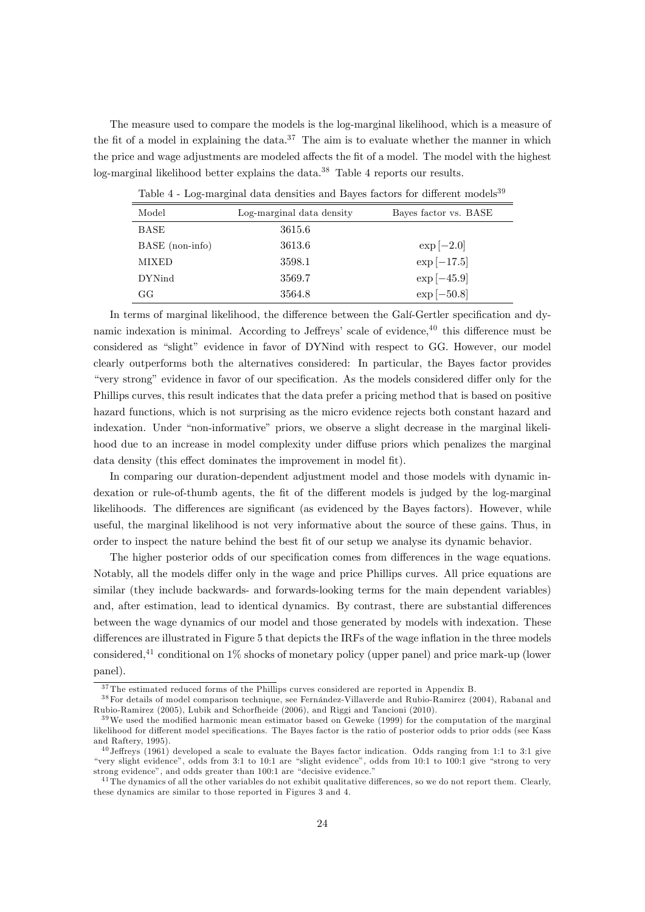The measure used to compare the models is the log-marginal likelihood, which is a measure of the fit of a model in explaining the data.[37] The aim is to evaluate whether the manner in which the price and wage adjustments are modeled affects the fit of a model. The model with the highest log-marginal likelihood better explains the data.[38] Table 4 reports our results.

Table 4 - Log-marginal data densities and Bayes factors for different models[39]

| Model | Log-marginal data density | Bayes factor vs. BASE |
|---|---|---|
| BASE | 3615.6 | |
| BASE (non-info) | 3613.6 | $\exp[-2.0]$ |
| MIXED | 3598.1 | $\exp[-17.5]$ |
| DYNind | 3569.7 | $\exp[-45.9]$ |
| GG | 3564.8 | $\exp[-50.8]$ |

In terms of marginal likelihood, the difference between the Galí-Gertler specification and dynamic indexation is minimal. According to Jeffreys' scale of evidence,[40] this difference must be considered as "slight" evidence in favor of DYNind with respect to GG. However, our model clearly outperforms both the alternatives considered: In particular, the Bayes factor provides "very strong" evidence in favor of our specification. As the models considered differ only for the Phillips curves, this result indicates that the data prefer a pricing method that is based on positive hazard functions, which is not surprising as the micro evidence rejects both constant hazard and indexation. Under "non-informative" priors, we observe a slight decrease in the marginal likelihood due to an increase in model complexity under diffuse priors which penalizes the marginal data density (this effect dominates the improvement in model fit).

In comparing our duration-dependent adjustment model and those models with dynamic indexation or rule-of-thumb agents, the fit of the different models is judged by the log-marginal likelihoods. The differences are significant (as evidenced by the Bayes factors). However, while useful, the marginal likelihood is not very informative about the source of these gains. Thus, in order to inspect the nature behind the best fit of our setup we analyse its dynamic behavior.

The higher posterior odds of our specification comes from differences in the wage equations. Notably, all the models differ only in the wage and price Phillips curves. All price equations are similar (they include backwards- and forwards-looking terms for the main dependent variables) and, after estimation, lead to identical dynamics. By contrast, there are substantial differences between the wage dynamics of our model and those generated by models with indexation. These differences are illustrated in Figure 5 that depicts the IRFs of the wage inflation in the three models considered,[41] conditional on 1% shocks of monetary policy (upper panel) and price mark-up (lower panel).

[37] The estimated reduced forms of the Phillips curves considered are reported in Appendix B.

[38] For details of model comparison technique, see Fernández-Villaverde and Rubio-Ramirez (2004), Rabanal and Rubio-Ramirez (2005), Lubik and Schorfheide (2006), and Riggi and Tancioni (2010).

[39] We used the modified harmonic mean estimator based on Geweke (1999) for the computation of the marginal likelihood for different model specifications. The Bayes factor is the ratio of posterior odds to prior odds (see Kass and Raftery, 1995).

[40] Jeffreys (1961) developed a scale to evaluate the Bayes factor indication. Odds ranging from 1:1 to 3:1 give "very slight evidence", odds from 3:1 to 10:1 are "slight evidence", odds from 10:1 to 100:1 give "strong to very strong evidence", and odds greater than 100:1 are "decisive evidence."

[41] The dynamics of all the other variables do not exhibit qualitative differences, so we do not report them. Clearly, these dynamics are similar to those reported in Figures 3 and 4.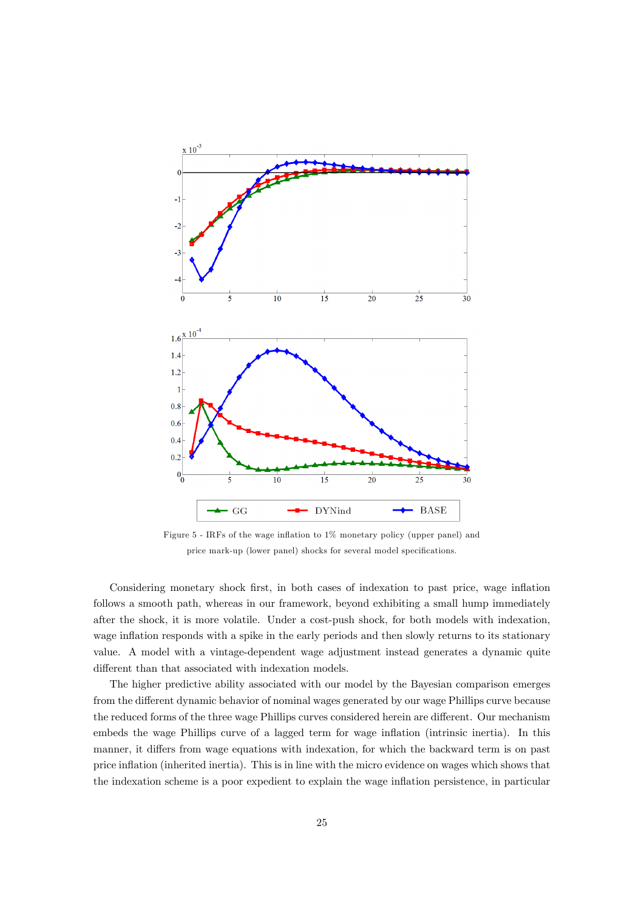Figure 5 - IRFs of the wage inflation to 1% monetary policy (upper panel) and price mark-up (lower panel) shocks for several model specifications.

Considering monetary shock first, in both cases of indexation to past price, wage inflation follows a smooth path, whereas in our framework, beyond exhibiting a small hump immediately after the shock, it is more volatile. Under a cost-push shock, for both models with indexation, wage inflation responds with a spike in the early periods and then slowly returns to its stationary value. A model with a vintage-dependent wage adjustment instead generates a dynamic quite different than that associated with indexation models.

The higher predictive ability associated with our model by the Bayesian comparison emerges from the different dynamic behavior of nominal wages generated by our wage Phillips curve because the reduced forms of the three wage Phillips curves considered herein are different. Our mechanism embeds the wage Phillips curve of a lagged term for wage inflation (intrinsic inertia). In this manner, it differs from wage equations with indexation, for which the backward term is on past price inflation (inherited inertia). This is in line with the micro evidence on wages which shows that the indexation scheme is a poor expedient to explain the wage inflation persistence, in particular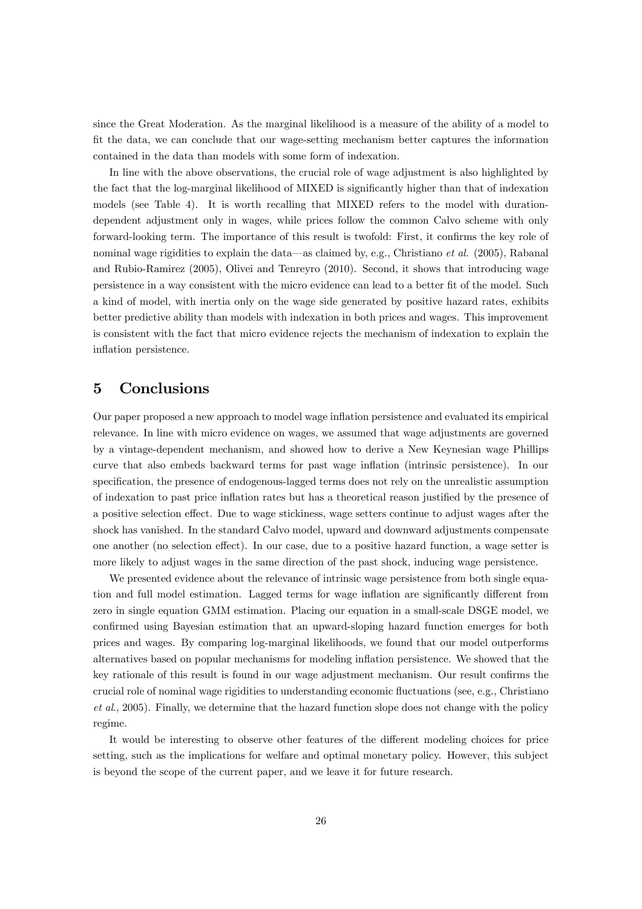since the Great Moderation. As the marginal likelihood is a measure of the ability of a model to fit the data, we can conclude that our wage-setting mechanism better captures the information contained in the data than models with some form of indexation.

In line with the above observations, the crucial role of wage adjustment is also highlighted by the fact that the log-marginal likelihood of MIXED is significantly higher than that of indexation models (see Table 4). It is worth recalling that MIXED refers to the model with duration-dependent adjustment only in wages, while prices follow the common Calvo scheme with only forward-looking term. The importance of this result is twofold: First, it confirms the key role of nominal wage rigidities to explain the data—as claimed by, e.g., Christiano *et al.* (2005), Rabanal and Rubio-Ramirez (2005), Olivei and Tenreyro (2010). Second, it shows that introducing wage persistence in a way consistent with the micro evidence can lead to a better fit of the model. Such a kind of model, with inertia only on the wage side generated by positive hazard rates, exhibits better predictive ability than models with indexation in both prices and wages. This improvement is consistent with the fact that micro evidence rejects the mechanism of indexation to explain the inflation persistence.

# 5 Conclusions

Our paper proposed a new approach to model wage inflation persistence and evaluated its empirical relevance. In line with micro evidence on wages, we assumed that wage adjustments are governed by a vintage-dependent mechanism, and showed how to derive a New Keynesian wage Phillips curve that also embeds backward terms for past wage inflation (intrinsic persistence). In our specification, the presence of endogenous-lagged terms does not rely on the unrealistic assumption of indexation to past price inflation rates but has a theoretical reason justified by the presence of a positive selection effect. Due to wage stickiness, wage setters continue to adjust wages after the shock has vanished. In the standard Calvo model, upward and downward adjustments compensate one another (no selection effect). In our case, due to a positive hazard function, a wage setter is more likely to adjust wages in the same direction of the past shock, inducing wage persistence.

We presented evidence about the relevance of intrinsic wage persistence from both single equation and full model estimation. Lagged terms for wage inflation are significantly different from zero in single equation GMM estimation. Placing our equation in a small-scale DSGE model, we confirmed using Bayesian estimation that an upward-sloping hazard function emerges for both prices and wages. By comparing log-marginal likelihoods, we found that our model outperforms alternatives based on popular mechanisms for modeling inflation persistence. We showed that the key rationale of this result is found in our wage adjustment mechanism. Our result confirms the crucial role of nominal wage rigidities to understanding economic fluctuations (see, e.g., Christiano *et al.*, 2005). Finally, we determine that the hazard function slope does not change with the policy regime.

It would be interesting to observe other features of the different modeling choices for price setting, such as the implications for welfare and optimal monetary policy. However, this subject is beyond the scope of the current paper, and we leave it for future research.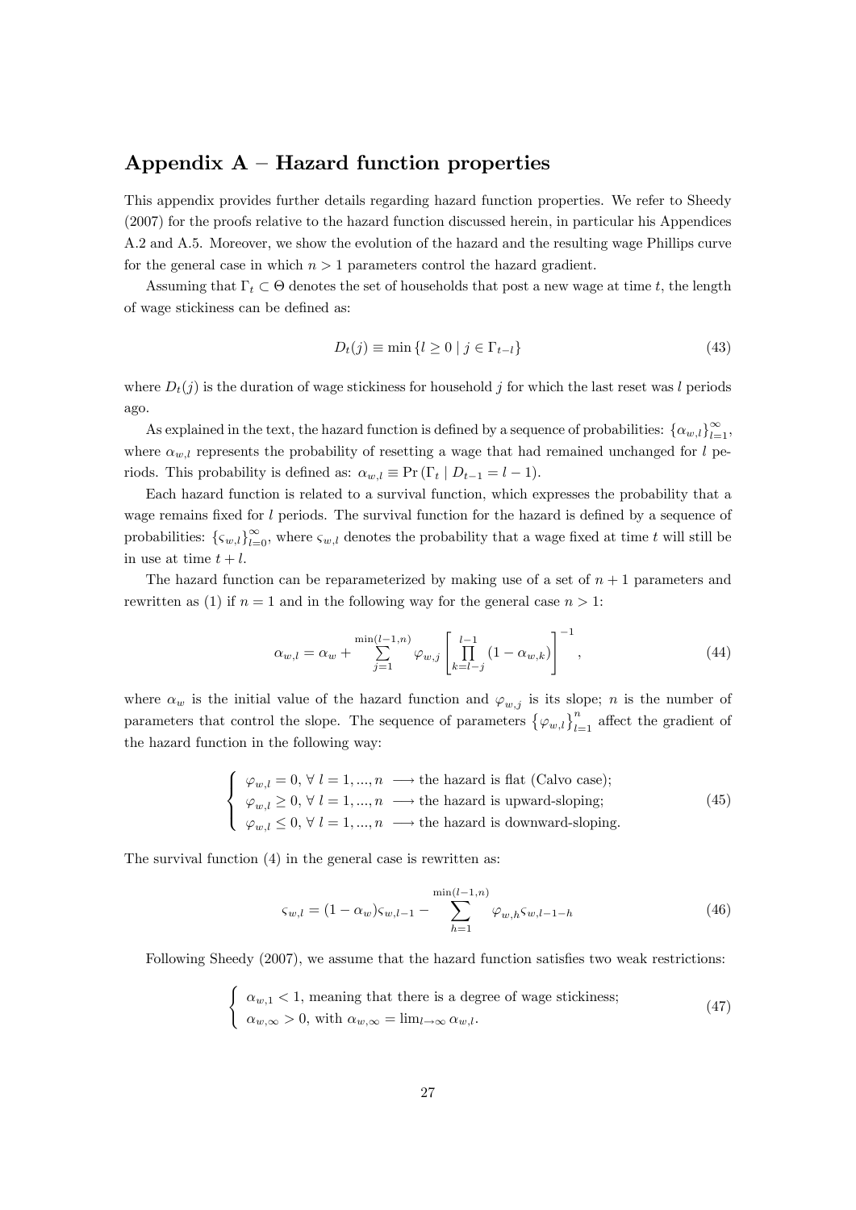# Appendix A – Hazard function properties

This appendix provides further details regarding hazard function properties. We refer to Sheedy (2007) for the proofs relative to the hazard function discussed herein, in particular his Appendices A.2 and A.5. Moreover, we show the evolution of the hazard and the resulting wage Phillips curve for the general case in which $n > 1$ parameters control the hazard gradient.

Assuming that $\Gamma_t \subset \Theta$ denotes the set of households that post a new wage at time $t$, the length of wage stickiness can be defined as:

$$D_t(j) \equiv \min\{l \geq 0 \mid j \in \Gamma_{t-l}\} \tag{43}$$

where $D_t(j)$ is the duration of wage stickiness for household $j$ for which the last reset was $l$ periods ago.

As explained in the text, the hazard function is defined by a sequence of probabilities: $\{\alpha_{w,l}\}_{l=1}^{\infty}$, where $\alpha_{w,l}$ represents the probability of resetting a wage that had remained unchanged for $l$ periods. This probability is defined as: $\alpha_{w,l} \equiv \Pr(\Gamma_t \mid D_{t-1} = l-1)$.

Each hazard function is related to a survival function, which expresses the probability that a wage remains fixed for $l$ periods. The survival function for the hazard is defined by a sequence of probabilities: $\{\varsigma_{w,l}\}_{l=0}^{\infty}$, where $\varsigma_{w,l}$ denotes the probability that a wage fixed at time $t$ will still be in use at time $t+l$.

The hazard function can be reparameterized by making use of a set of $n+1$ parameters and rewritten as (1) if $n = 1$ and in the following way for the general case $n > 1$:

$$\alpha_{w,l} = \alpha_w + \sum_{j=1}^{\min(l-1,n)} \varphi_{w,j} \left[ \prod_{k=l-j}^{l-1} (1 - \alpha_{w,k}) \right]^{-1}, \tag{44}$$

where $\alpha_w$ is the initial value of the hazard function and $\varphi_{w,j}$ is its slope; $n$ is the number of parameters that control the slope. The sequence of parameters $\{\varphi_{w,l}\}_{l=1}^{n}$ affect the gradient of the hazard function in the following way:

$$\begin{cases} \varphi_{w,l} = 0, \ \forall\ l = 1,...,n \ \longrightarrow \text{the hazard is flat (Calvo case);} \\ \varphi_{w,l} \geq 0, \ \forall\ l = 1,...,n \ \longrightarrow \text{the hazard is upward-sloping;} \\ \varphi_{w,l} \leq 0, \ \forall\ l = 1,...,n \ \longrightarrow \text{the hazard is downward-sloping.} \end{cases} \tag{45}$$

The survival function (4) in the general case is rewritten as:

$$\varsigma_{w,l} = (1 - \alpha_w)\varsigma_{w,l-1} - \sum_{h=1}^{\min(l-1,n)} \varphi_{w,h}\varsigma_{w,l-1-h} \tag{46}$$

Following Sheedy (2007), we assume that the hazard function satisfies two weak restrictions:

$$\begin{cases} \alpha_{w,1} < 1, \text{ meaning that there is a degree of wage stickiness;} \\ \alpha_{w,\infty} > 0, \text{ with } \alpha_{w,\infty} = \lim_{l \to \infty} \alpha_{w,l}. \end{cases} \tag{47}$$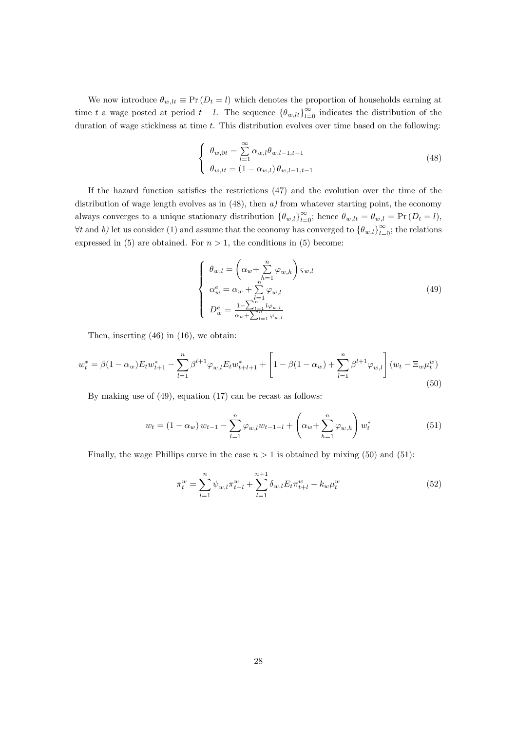We now introduce $\theta_{w,lt} \equiv \Pr(D_t = l)$ which denotes the proportion of households earning at time $t$ a wage posted at period $t-l$. The sequence $\{\theta_{w,lt}\}_{l=0}^{\infty}$ indicates the distribution of the duration of wage stickiness at time $t$. This distribution evolves over time based on the following:

$$\begin{cases} \theta_{w,0t} = \sum_{l=1}^{\infty} \alpha_{w,l}\theta_{w,l-1,t-1} \\ \theta_{w,lt} = (1-\alpha_{w,l})\,\theta_{w,l-1,t-1} \end{cases} \tag{48}$$

If the hazard function satisfies the restrictions (47) and the evolution over the time of the distribution of wage length evolves as in (48), then *a)* from whatever starting point, the economy always converges to a unique stationary distribution $\{\theta_{w,l}\}_{l=0}^{\infty}$; hence $\theta_{w,lt} = \theta_{w,l} = \Pr(D_t = l)$, $\forall t$ and *b)* let us consider (1) and assume that the economy has converged to $\{\theta_{w,l}\}_{l=0}^{\infty}$; the relations expressed in (5) are obtained. For $n > 1$, the conditions in (5) become:

$$\begin{cases} \theta_{w,l} = \left(\alpha_w + \sum_{h=1}^{n} \varphi_{w,h}\right)\varsigma_{w,l} \\ \alpha_w^e = \alpha_w + \sum_{l=1}^{n} \varphi_{w,l} \\ D_w^e = \frac{1-\sum_{l=1}^{n} l\varphi_{w,l}}{\alpha_w + \sum_{l=1}^{n} \varphi_{w,l}} \end{cases} \tag{49}$$

Then, inserting (46) in (16), we obtain:

$$w_t^* = \beta(1-\alpha_w)E_t w_{t+1}^* - \sum_{l=1}^{n} \beta^{l+1}\varphi_{w,l}E_t w_{t+l+1}^* + \left[1 - \beta(1-\alpha_w) + \sum_{l=1}^{n} \beta^{l+1}\varphi_{w,l}\right](w_t - \Xi_w \mu_t^w) \tag{50}$$

By making use of (49), equation (17) can be recast as follows:

$$w_t = (1-\alpha_w)\,w_{t-1} - \sum_{l=1}^{n} \varphi_{w,l} w_{t-1-l} + \left(\alpha_w + \sum_{h=1}^{n} \varphi_{w,h}\right) w_t^* \tag{51}$$

Finally, the wage Phillips curve in the case $n > 1$ is obtained by mixing (50) and (51):

$$\pi_t^w = \sum_{l=1}^{n} \psi_{w,l}\pi_{t-l}^w + \sum_{l=1}^{n+1} \delta_{w,l}E_t\pi_{t+l}^w - k_w\mu_t^w \tag{52}$$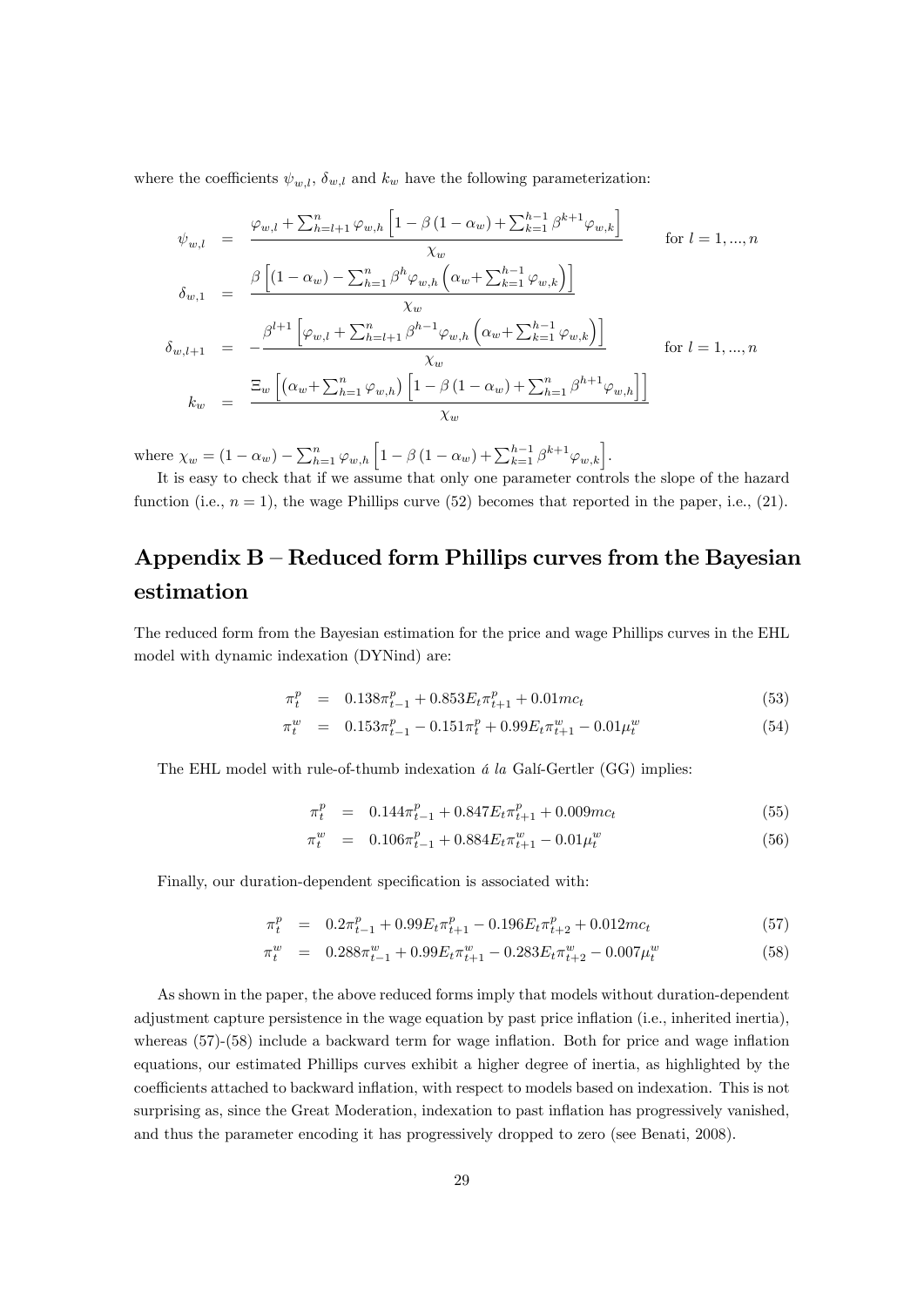where the coefficients $\psi_{w,l}$, $\delta_{w,l}$ and $k_w$ have the following parameterization:

$$
\begin{aligned}
\psi_{w,l} &= \frac{\varphi_{w,l} + \sum_{h=l+1}^{n} \varphi_{w,h} \left[1 - \beta\left(1-\alpha_w\right) + \sum_{k=1}^{h-1} \beta^{k+1} \varphi_{w,k}\right]}{\chi_w} \qquad \text{for } l = 1, ..., n \\
\delta_{w,1} &= \frac{\beta \left[\left(1-\alpha_w\right) - \sum_{h=1}^{n} \beta^{h} \varphi_{w,h} \left(\alpha_w + \sum_{k=1}^{h-1} \varphi_{w,k}\right)\right]}{\chi_w} \\
\delta_{w,l+1} &= -\frac{\beta^{l+1} \left[\varphi_{w,l} + \sum_{h=l+1}^{n} \beta^{h-1} \varphi_{w,h} \left(\alpha_w + \sum_{k=1}^{h-1} \varphi_{w,k}\right)\right]}{\chi_w} \qquad \text{for } l = 1, ..., n \\
k_w &= \frac{\Xi_w \left[\left(\alpha_w + \sum_{h=1}^{n} \varphi_{w,h}\right) \left[1 - \beta\left(1-\alpha_w\right) + \sum_{h=1}^{n} \beta^{h+1} \varphi_{w,h}\right]\right]}{\chi_w}
\end{aligned}
$$

where $\chi_w = \left(1-\alpha_w\right) - \sum_{h=1}^{n} \varphi_{w,h} \left[1 - \beta\left(1-\alpha_w\right) + \sum_{k=1}^{h-1} \beta^{k+1} \varphi_{w,k}\right]$.

It is easy to check that if we assume that only one parameter controls the slope of the hazard function (i.e., $n = 1$), the wage Phillips curve (52) becomes that reported in the paper, i.e., (21).

# Appendix B – Reduced form Phillips curves from the Bayesian estimation

The reduced form from the Bayesian estimation for the price and wage Phillips curves in the EHL model with dynamic indexation (DYNind) are:

$$\pi_t^p = 0.138\pi_{t-1}^p + 0.853E_t\pi_{t+1}^p + 0.01mc_t \tag{53}$$

$$\pi_t^w = 0.153\pi_{t-1}^p - 0.151\pi_t^p + 0.99E_t\pi_{t+1}^w - 0.01\mu_t^w \tag{54}$$

The EHL model with rule-of-thumb indexation *á la* Galí-Gertler (GG) implies:

$$\pi_t^p = 0.144\pi_{t-1}^p + 0.847E_t\pi_{t+1}^p + 0.009mc_t \tag{55}$$

$$\pi_t^w = 0.106\pi_{t-1}^p + 0.884E_t\pi_{t+1}^w - 0.01\mu_t^w \tag{56}$$

Finally, our duration-dependent specification is associated with:

$$\pi_t^p = 0.2\pi_{t-1}^p + 0.99E_t\pi_{t+1}^p - 0.196E_t\pi_{t+2}^p + 0.012mc_t \tag{57}$$

$$\pi_t^w = 0.288\pi_{t-1}^w + 0.99E_t\pi_{t+1}^w - 0.283E_t\pi_{t+2}^w - 0.007\mu_t^w \tag{58}$$

As shown in the paper, the above reduced forms imply that models without duration-dependent adjustment capture persistence in the wage equation by past price inflation (i.e., inherited inertia), whereas (57)-(58) include a backward term for wage inflation. Both for price and wage inflation equations, our estimated Phillips curves exhibit a higher degree of inertia, as highlighted by the coefficients attached to backward inflation, with respect to models based on indexation. This is not surprising as, since the Great Moderation, indexation to past inflation has progressively vanished, and thus the parameter encoding it has progressively dropped to zero (see Benati, 2008).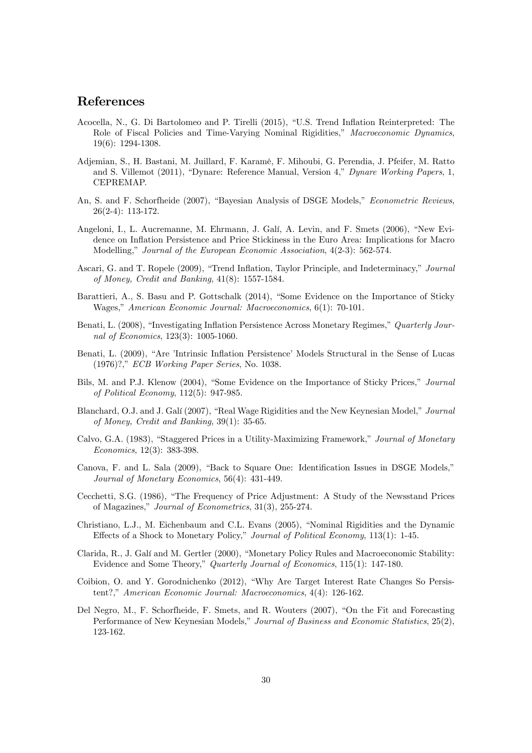# References

Acocella, N., G. Di Bartolomeo and P. Tirelli (2015), "U.S. Trend Inflation Reinterpreted: The Role of Fiscal Policies and Time-Varying Nominal Rigidities," *Macroeconomic Dynamics*, 19(6): 1294-1308.

Adjemian, S., H. Bastani, M. Juillard, F. Karamé, F. Mihoubi, G. Perendia, J. Pfeifer, M. Ratto and S. Villemot (2011), "Dynare: Reference Manual, Version 4," *Dynare Working Papers*, 1, CEPREMAP.

An, S. and F. Schorfheide (2007), "Bayesian Analysis of DSGE Models," *Econometric Reviews*, 26(2-4): 113-172.

Angeloni, I., L. Aucremanne, M. Ehrmann, J. Galí, A. Levin, and F. Smets (2006), "New Evidence on Inflation Persistence and Price Stickiness in the Euro Area: Implications for Macro Modelling," *Journal of the European Economic Association*, 4(2-3): 562-574.

Ascari, G. and T. Ropele (2009), "Trend Inflation, Taylor Principle, and Indeterminacy," *Journal of Money, Credit and Banking*, 41(8): 1557-1584.

Barattieri, A., S. Basu and P. Gottschalk (2014), "Some Evidence on the Importance of Sticky Wages," *American Economic Journal: Macroeconomics*, 6(1): 70-101.

Benati, L. (2008), "Investigating Inflation Persistence Across Monetary Regimes," *Quarterly Journal of Economics*, 123(3): 1005-1060.

Benati, L. (2009), "Are 'Intrinsic Inflation Persistence' Models Structural in the Sense of Lucas (1976)?," *ECB Working Paper Series*, No. 1038.

Bils, M. and P.J. Klenow (2004), "Some Evidence on the Importance of Sticky Prices," *Journal of Political Economy*, 112(5): 947-985.

Blanchard, O.J. and J. Galí (2007), "Real Wage Rigidities and the New Keynesian Model," *Journal of Money, Credit and Banking*, 39(1): 35-65.

Calvo, G.A. (1983), "Staggered Prices in a Utility-Maximizing Framework," *Journal of Monetary Economics*, 12(3): 383-398.

Canova, F. and L. Sala (2009), "Back to Square One: Identification Issues in DSGE Models," *Journal of Monetary Economics*, 56(4): 431-449.

Cecchetti, S.G. (1986), "The Frequency of Price Adjustment: A Study of the Newsstand Prices of Magazines," *Journal of Econometrics*, 31(3), 255-274.

Christiano, L.J., M. Eichenbaum and C.L. Evans (2005), "Nominal Rigidities and the Dynamic Effects of a Shock to Monetary Policy," *Journal of Political Economy*, 113(1): 1-45.

Clarida, R., J. Galí and M. Gertler (2000), "Monetary Policy Rules and Macroeconomic Stability: Evidence and Some Theory," *Quarterly Journal of Economics*, 115(1): 147-180.

Coibion, O. and Y. Gorodnichenko (2012), "Why Are Target Interest Rate Changes So Persistent?," *American Economic Journal: Macroeconomics*, 4(4): 126-162.

Del Negro, M., F. Schorfheide, F. Smets, and R. Wouters (2007), "On the Fit and Forecasting Performance of New Keynesian Models," *Journal of Business and Economic Statistics*, 25(2), 123-162.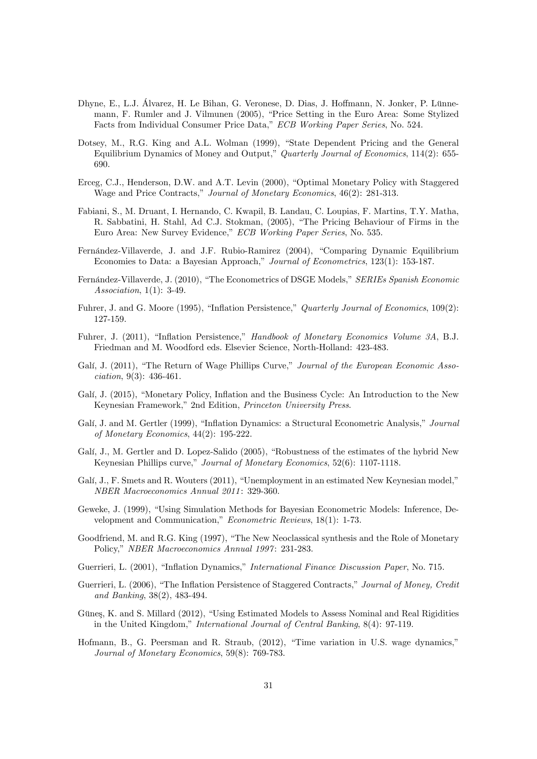Dhyne, E., L.J. Álvarez, H. Le Bihan, G. Veronese, D. Dias, J. Hoffmann, N. Jonker, P. Lünnemann, F. Rumler and J. Vilmunen (2005), "Price Setting in the Euro Area: Some Stylized Facts from Individual Consumer Price Data," *ECB Working Paper Series*, No. 524.

Dotsey, M., R.G. King and A.L. Wolman (1999), "State Dependent Pricing and the General Equilibrium Dynamics of Money and Output," *Quarterly Journal of Economics*, 114(2): 655-690.

Erceg, C.J., Henderson, D.W. and A.T. Levin (2000), "Optimal Monetary Policy with Staggered Wage and Price Contracts," *Journal of Monetary Economics*, 46(2): 281-313.

Fabiani, S., M. Druant, I. Hernando, C. Kwapil, B. Landau, C. Loupias, F. Martins, T.Y. Matha, R. Sabbatini, H. Stahl, Ad C.J. Stokman, (2005), "The Pricing Behaviour of Firms in the Euro Area: New Survey Evidence," *ECB Working Paper Series*, No. 535.

Fernández-Villaverde, J. and J.F. Rubio-Ramirez (2004), "Comparing Dynamic Equilibrium Economies to Data: a Bayesian Approach," *Journal of Econometrics*, 123(1): 153-187.

Fernández-Villaverde, J. (2010), "The Econometrics of DSGE Models," *SERIEs Spanish Economic Association*, 1(1): 3-49.

Fuhrer, J. and G. Moore (1995), "Inflation Persistence," *Quarterly Journal of Economics*, 109(2): 127-159.

Fuhrer, J. (2011), "Inflation Persistence," *Handbook of Monetary Economics Volume 3A*, B.J. Friedman and M. Woodford eds. Elsevier Science, North-Holland: 423-483.

Galí, J. (2011), "The Return of Wage Phillips Curve," *Journal of the European Economic Association*, 9(3): 436-461.

Galí, J. (2015), "Monetary Policy, Inflation and the Business Cycle: An Introduction to the New Keynesian Framework," 2nd Edition, *Princeton University Press*.

Galí, J. and M. Gertler (1999), "Inflation Dynamics: a Structural Econometric Analysis," *Journal of Monetary Economics*, 44(2): 195-222.

Galí, J., M. Gertler and D. Lopez-Salido (2005), "Robustness of the estimates of the hybrid New Keynesian Phillips curve," *Journal of Monetary Economics*, 52(6): 1107-1118.

Galí, J., F. Smets and R. Wouters (2011), "Unemployment in an estimated New Keynesian model," *NBER Macroeconomics Annual 2011*: 329-360.

Geweke, J. (1999), "Using Simulation Methods for Bayesian Econometric Models: Inference, Development and Communication," *Econometric Reviews*, 18(1): 1-73.

Goodfriend, M. and R.G. King (1997), "The New Neoclassical synthesis and the Role of Monetary Policy," *NBER Macroeconomics Annual 1997*: 231-283.

Guerrieri, L. (2001), "Inflation Dynamics," *International Finance Discussion Paper*, No. 715.

Guerrieri, L. (2006), "The Inflation Persistence of Staggered Contracts," *Journal of Money, Credit and Banking*, 38(2), 483-494.

Güneş, K. and S. Millard (2012), "Using Estimated Models to Assess Nominal and Real Rigidities in the United Kingdom," *International Journal of Central Banking*, 8(4): 97-119.

Hofmann, B., G. Peersman and R. Straub, (2012), "Time variation in U.S. wage dynamics," *Journal of Monetary Economics*, 59(8): 769-783.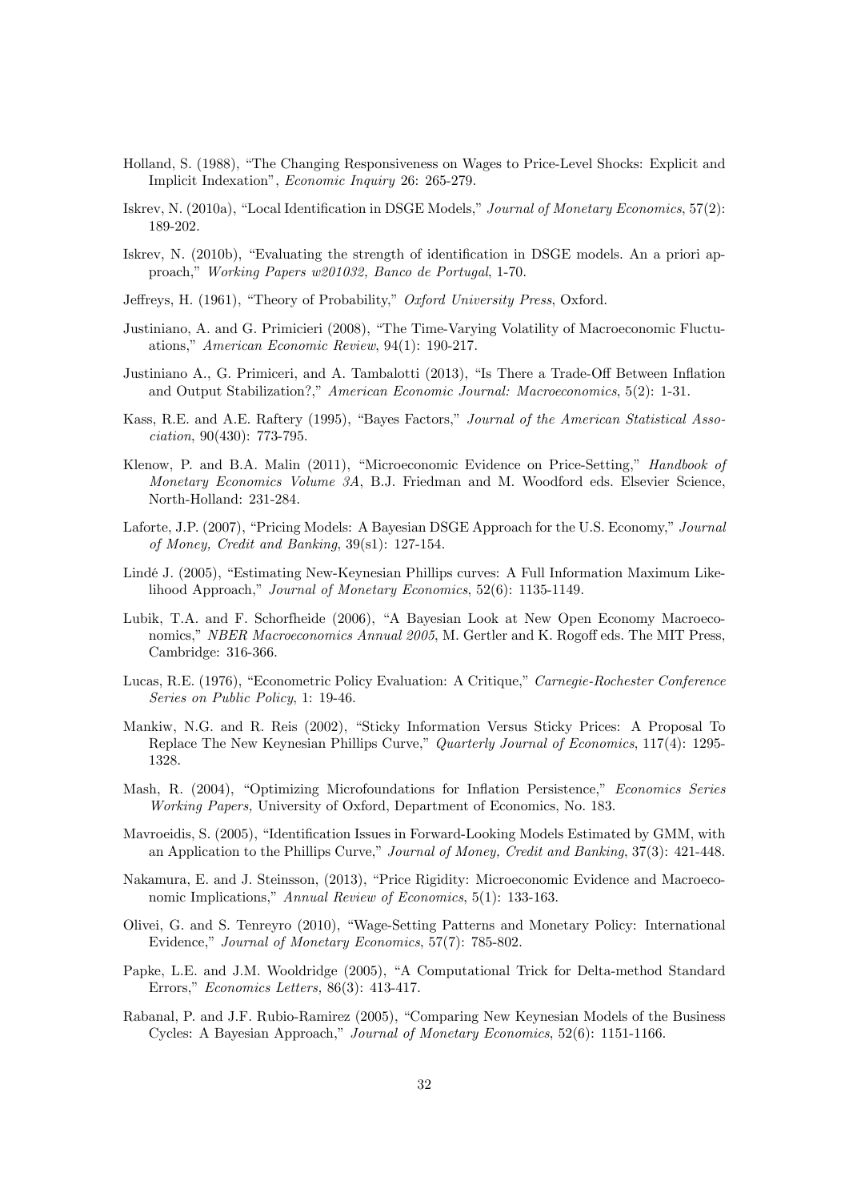Holland, S. (1988), "The Changing Responsiveness on Wages to Price-Level Shocks: Explicit and Implicit Indexation", *Economic Inquiry* 26: 265-279.

Iskrev, N. (2010a), "Local Identification in DSGE Models," *Journal of Monetary Economics*, 57(2): 189-202.

Iskrev, N. (2010b), "Evaluating the strength of identification in DSGE models. An a priori approach," *Working Papers w201032, Banco de Portugal*, 1-70.

Jeffreys, H. (1961), "Theory of Probability," *Oxford University Press*, Oxford.

Justiniano, A. and G. Primicieri (2008), "The Time-Varying Volatility of Macroeconomic Fluctuations," *American Economic Review*, 94(1): 190-217.

Justiniano A., G. Primiceri, and A. Tambalotti (2013), "Is There a Trade-Off Between Inflation and Output Stabilization?," *American Economic Journal: Macroeconomics*, 5(2): 1-31.

Kass, R.E. and A.E. Raftery (1995), "Bayes Factors," *Journal of the American Statistical Association*, 90(430): 773-795.

Klenow, P. and B.A. Malin (2011), "Microeconomic Evidence on Price-Setting," *Handbook of Monetary Economics Volume 3A*, B.J. Friedman and M. Woodford eds. Elsevier Science, North-Holland: 231-284.

Laforte, J.P. (2007), "Pricing Models: A Bayesian DSGE Approach for the U.S. Economy," *Journal of Money, Credit and Banking*, 39(s1): 127-154.

Lindé J. (2005), "Estimating New-Keynesian Phillips curves: A Full Information Maximum Likelihood Approach," *Journal of Monetary Economics*, 52(6): 1135-1149.

Lubik, T.A. and F. Schorfheide (2006), "A Bayesian Look at New Open Economy Macroeconomics," *NBER Macroeconomics Annual 2005*, M. Gertler and K. Rogoff eds. The MIT Press, Cambridge: 316-366.

Lucas, R.E. (1976), "Econometric Policy Evaluation: A Critique," *Carnegie-Rochester Conference Series on Public Policy*, 1: 19-46.

Mankiw, N.G. and R. Reis (2002), "Sticky Information Versus Sticky Prices: A Proposal To Replace The New Keynesian Phillips Curve," *Quarterly Journal of Economics*, 117(4): 1295-1328.

Mash, R. (2004), "Optimizing Microfoundations for Inflation Persistence," *Economics Series Working Papers,* University of Oxford, Department of Economics, No. 183.

Mavroeidis, S. (2005), "Identification Issues in Forward-Looking Models Estimated by GMM, with an Application to the Phillips Curve," *Journal of Money, Credit and Banking*, 37(3): 421-448.

Nakamura, E. and J. Steinsson, (2013), "Price Rigidity: Microeconomic Evidence and Macroeconomic Implications," *Annual Review of Economics*, 5(1): 133-163.

Olivei, G. and S. Tenreyro (2010), "Wage-Setting Patterns and Monetary Policy: International Evidence," *Journal of Monetary Economics*, 57(7): 785-802.

Papke, L.E. and J.M. Wooldridge (2005), "A Computational Trick for Delta-method Standard Errors," *Economics Letters*, 86(3): 413-417.

Rabanal, P. and J.F. Rubio-Ramirez (2005), "Comparing New Keynesian Models of the Business Cycles: A Bayesian Approach," *Journal of Monetary Economics*, 52(6): 1151-1166.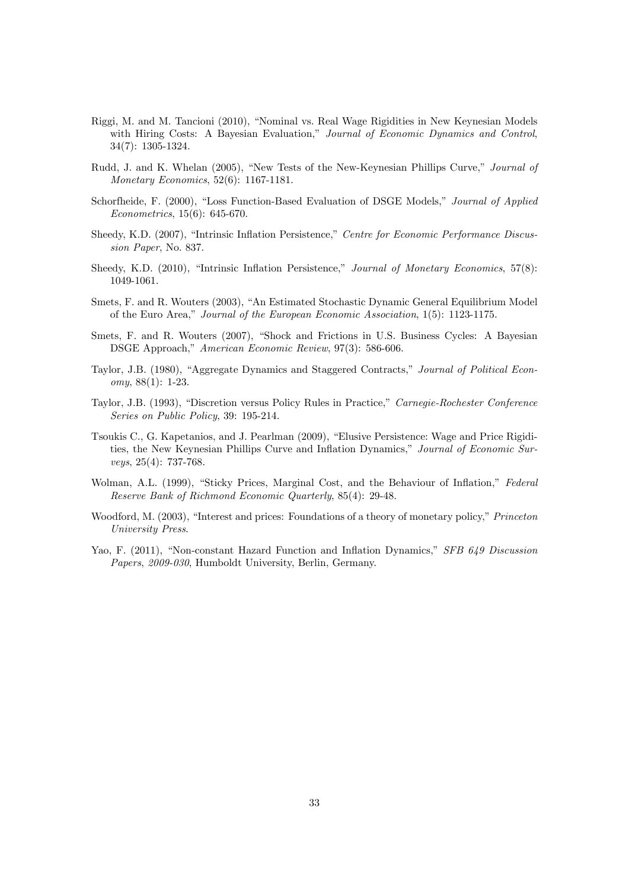Riggi, M. and M. Tancioni (2010), "Nominal vs. Real Wage Rigidities in New Keynesian Models with Hiring Costs: A Bayesian Evaluation," *Journal of Economic Dynamics and Control*, 34(7): 1305-1324.

Rudd, J. and K. Whelan (2005), "New Tests of the New-Keynesian Phillips Curve," *Journal of Monetary Economics*, 52(6): 1167-1181.

Schorfheide, F. (2000), "Loss Function-Based Evaluation of DSGE Models," *Journal of Applied Econometrics*, 15(6): 645-670.

Sheedy, K.D. (2007), "Intrinsic Inflation Persistence," *Centre for Economic Performance Discussion Paper*, No. 837.

Sheedy, K.D. (2010), "Intrinsic Inflation Persistence," *Journal of Monetary Economics*, 57(8): 1049-1061.

Smets, F. and R. Wouters (2003), "An Estimated Stochastic Dynamic General Equilibrium Model of the Euro Area," *Journal of the European Economic Association*, 1(5): 1123-1175.

Smets, F. and R. Wouters (2007), "Shock and Frictions in U.S. Business Cycles: A Bayesian DSGE Approach," *American Economic Review*, 97(3): 586-606.

Taylor, J.B. (1980), "Aggregate Dynamics and Staggered Contracts," *Journal of Political Economy*, 88(1): 1-23.

Taylor, J.B. (1993), "Discretion versus Policy Rules in Practice," *Carnegie-Rochester Conference Series on Public Policy*, 39: 195-214.

Tsoukis C., G. Kapetanios, and J. Pearlman (2009), "Elusive Persistence: Wage and Price Rigidities, the New Keynesian Phillips Curve and Inflation Dynamics," *Journal of Economic Surveys*, 25(4): 737-768.

Wolman, A.L. (1999), "Sticky Prices, Marginal Cost, and the Behaviour of Inflation," *Federal Reserve Bank of Richmond Economic Quarterly*, 85(4): 29-48.

Woodford, M. (2003), "Interest and prices: Foundations of a theory of monetary policy," *Princeton University Press*.

Yao, F. (2011), "Non-constant Hazard Function and Inflation Dynamics," *SFB 649 Discussion Papers*, *2009-030*, Humboldt University, Berlin, Germany.